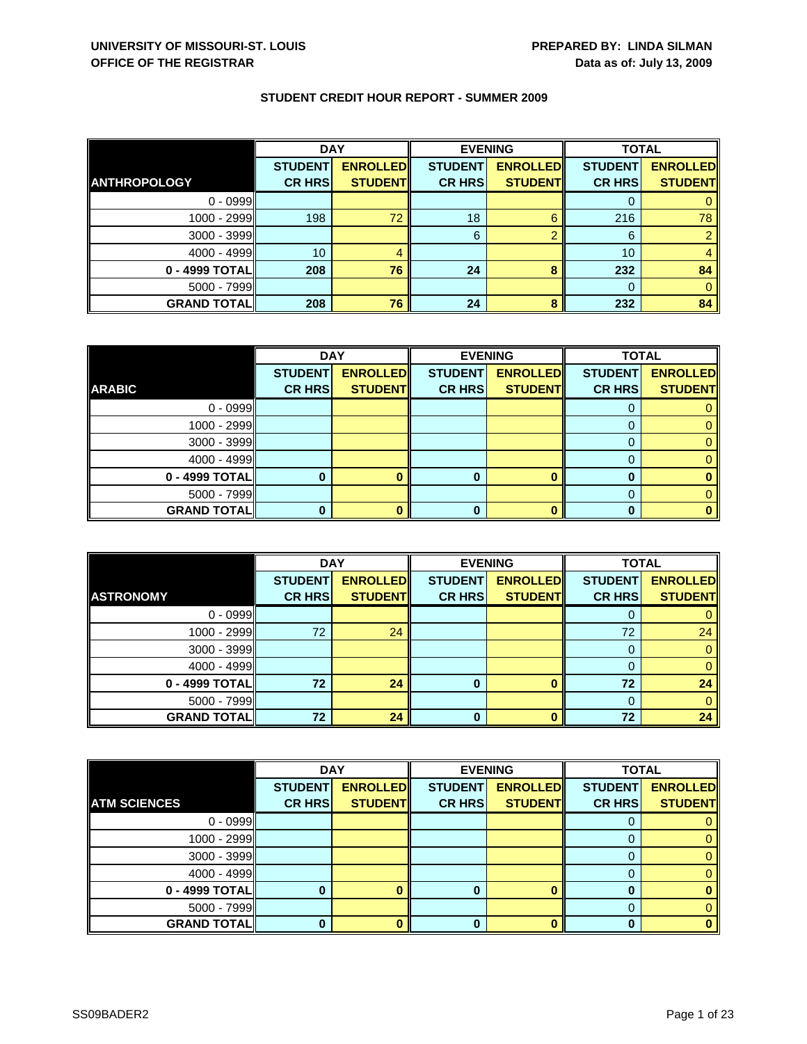**UNIVERSITY OF MISSOURI-ST. LOUIS**
**OFFICE OF THE REGISTRAR**

**PREPARED BY: LINDA SILMAN**
**Data as of: July 13, 2009**

**STUDENT CREDIT HOUR REPORT - SUMMER 2009**

| | DAY | | EVENING | | TOTAL | |
|---|---|---|---|---|---|---|
| **ANTHROPOLOGY** | **STUDENT CR HRS** | **ENROLLED STUDENT** | **STUDENT CR HRS** | **ENROLLED STUDENT** | **STUDENT CR HRS** | **ENROLLED STUDENT** |
| 0 - 0999 | | | | | 0 | 0 |
| 1000 - 2999 | 198 | 72 | 18 | 6 | 216 | 78 |
| 3000 - 3999 | | | 6 | 2 | 6 | 2 |
| 4000 - 4999 | 10 | 4 | | | 10 | 4 |
| **0 - 4999 TOTAL** | **208** | **76** | **24** | **8** | **232** | **84** |
| 5000 - 7999 | | | | | 0 | 0 |
| **GRAND TOTAL** | **208** | **76** | **24** | **8** | **232** | **84** |

| | DAY | | EVENING | | TOTAL | |
|---|---|---|---|---|---|---|
| **ARABIC** | **STUDENT CR HRS** | **ENROLLED STUDENT** | **STUDENT CR HRS** | **ENROLLED STUDENT** | **STUDENT CR HRS** | **ENROLLED STUDENT** |
| 0 - 0999 | | | | | 0 | 0 |
| 1000 - 2999 | | | | | 0 | 0 |
| 3000 - 3999 | | | | | 0 | 0 |
| 4000 - 4999 | | | | | 0 | 0 |
| **0 - 4999 TOTAL** | **0** | **0** | **0** | **0** | **0** | **0** |
| 5000 - 7999 | | | | | 0 | 0 |
| **GRAND TOTAL** | **0** | **0** | **0** | **0** | **0** | **0** |

| | DAY | | EVENING | | TOTAL | |
|---|---|---|---|---|---|---|
| **ASTRONOMY** | **STUDENT CR HRS** | **ENROLLED STUDENT** | **STUDENT CR HRS** | **ENROLLED STUDENT** | **STUDENT CR HRS** | **ENROLLED STUDENT** |
| 0 - 0999 | | | | | 0 | 0 |
| 1000 - 2999 | 72 | 24 | | | 72 | 24 |
| 3000 - 3999 | | | | | 0 | 0 |
| 4000 - 4999 | | | | | 0 | 0 |
| **0 - 4999 TOTAL** | **72** | **24** | **0** | **0** | **72** | **24** |
| 5000 - 7999 | | | | | 0 | 0 |
| **GRAND TOTAL** | **72** | **24** | **0** | **0** | **72** | **24** |

| | DAY | | EVENING | | TOTAL | |
|---|---|---|---|---|---|---|
| **ATM SCIENCES** | **STUDENT CR HRS** | **ENROLLED STUDENT** | **STUDENT CR HRS** | **ENROLLED STUDENT** | **STUDENT CR HRS** | **ENROLLED STUDENT** |
| 0 - 0999 | | | | | 0 | 0 |
| 1000 - 2999 | | | | | 0 | 0 |
| 3000 - 3999 | | | | | 0 | 0 |
| 4000 - 4999 | | | | | 0 | 0 |
| **0 - 4999 TOTAL** | **0** | **0** | **0** | **0** | **0** | **0** |
| 5000 - 7999 | | | | | 0 | 0 |
| **GRAND TOTAL** | **0** | **0** | **0** | **0** | **0** | **0** |

SS09BADER2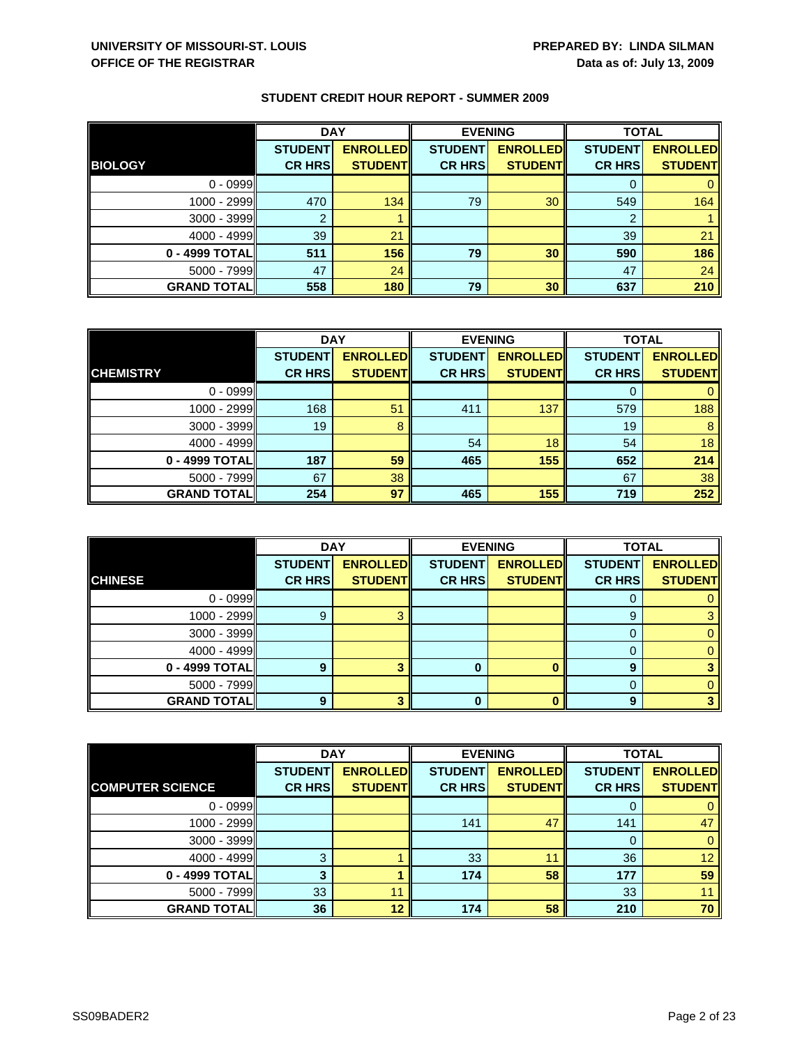**UNIVERSITY OF MISSOURI-ST. LOUIS**
**OFFICE OF THE REGISTRAR**

**PREPARED BY: LINDA SILMAN**
**Data as of: July 13, 2009**

## STUDENT CREDIT HOUR REPORT - SUMMER 2009

| | DAY | | EVENING | | TOTAL | |
|---|---|---|---|---|---|---|
| **BIOLOGY** | **STUDENT CR HRS** | **ENROLLED STUDENT** | **STUDENT CR HRS** | **ENROLLED STUDENT** | **STUDENT CR HRS** | **ENROLLED STUDENT** |
| 0 - 0999 | | | | | 0 | 0 |
| 1000 - 2999 | 470 | 134 | 79 | 30 | 549 | 164 |
| 3000 - 3999 | 2 | 1 | | | 2 | 1 |
| 4000 - 4999 | 39 | 21 | | | 39 | 21 |
| **0 - 4999 TOTAL** | **511** | **156** | **79** | **30** | **590** | **186** |
| 5000 - 7999 | 47 | 24 | | | 47 | 24 |
| **GRAND TOTAL** | **558** | **180** | **79** | **30** | **637** | **210** |

| | DAY | | EVENING | | TOTAL | |
|---|---|---|---|---|---|---|
| **CHEMISTRY** | **STUDENT CR HRS** | **ENROLLED STUDENT** | **STUDENT CR HRS** | **ENROLLED STUDENT** | **STUDENT CR HRS** | **ENROLLED STUDENT** |
| 0 - 0999 | | | | | 0 | 0 |
| 1000 - 2999 | 168 | 51 | 411 | 137 | 579 | 188 |
| 3000 - 3999 | 19 | 8 | | | 19 | 8 |
| 4000 - 4999 | | | 54 | 18 | 54 | 18 |
| **0 - 4999 TOTAL** | **187** | **59** | **465** | **155** | **652** | **214** |
| 5000 - 7999 | 67 | 38 | | | 67 | 38 |
| **GRAND TOTAL** | **254** | **97** | **465** | **155** | **719** | **252** |

| | DAY | | EVENING | | TOTAL | |
|---|---|---|---|---|---|---|
| **CHINESE** | **STUDENT CR HRS** | **ENROLLED STUDENT** | **STUDENT CR HRS** | **ENROLLED STUDENT** | **STUDENT CR HRS** | **ENROLLED STUDENT** |
| 0 - 0999 | | | | | 0 | 0 |
| 1000 - 2999 | 9 | 3 | | | 9 | 3 |
| 3000 - 3999 | | | | | 0 | 0 |
| 4000 - 4999 | | | | | 0 | 0 |
| **0 - 4999 TOTAL** | **9** | **3** | **0** | **0** | **9** | **3** |
| 5000 - 7999 | | | | | 0 | 0 |
| **GRAND TOTAL** | **9** | **3** | **0** | **0** | **9** | **3** |

| | DAY | | EVENING | | TOTAL | |
|---|---|---|---|---|---|---|
| **COMPUTER SCIENCE** | **STUDENT CR HRS** | **ENROLLED STUDENT** | **STUDENT CR HRS** | **ENROLLED STUDENT** | **STUDENT CR HRS** | **ENROLLED STUDENT** |
| 0 - 0999 | | | | | 0 | 0 |
| 1000 - 2999 | | | 141 | 47 | 141 | 47 |
| 3000 - 3999 | | | | | 0 | 0 |
| 4000 - 4999 | 3 | 1 | 33 | 11 | 36 | 12 |
| **0 - 4999 TOTAL** | **3** | **1** | **174** | **58** | **177** | **59** |
| 5000 - 7999 | 33 | 11 | | | 33 | 11 |
| **GRAND TOTAL** | **36** | **12** | **174** | **58** | **210** | **70** |

SS09BADER2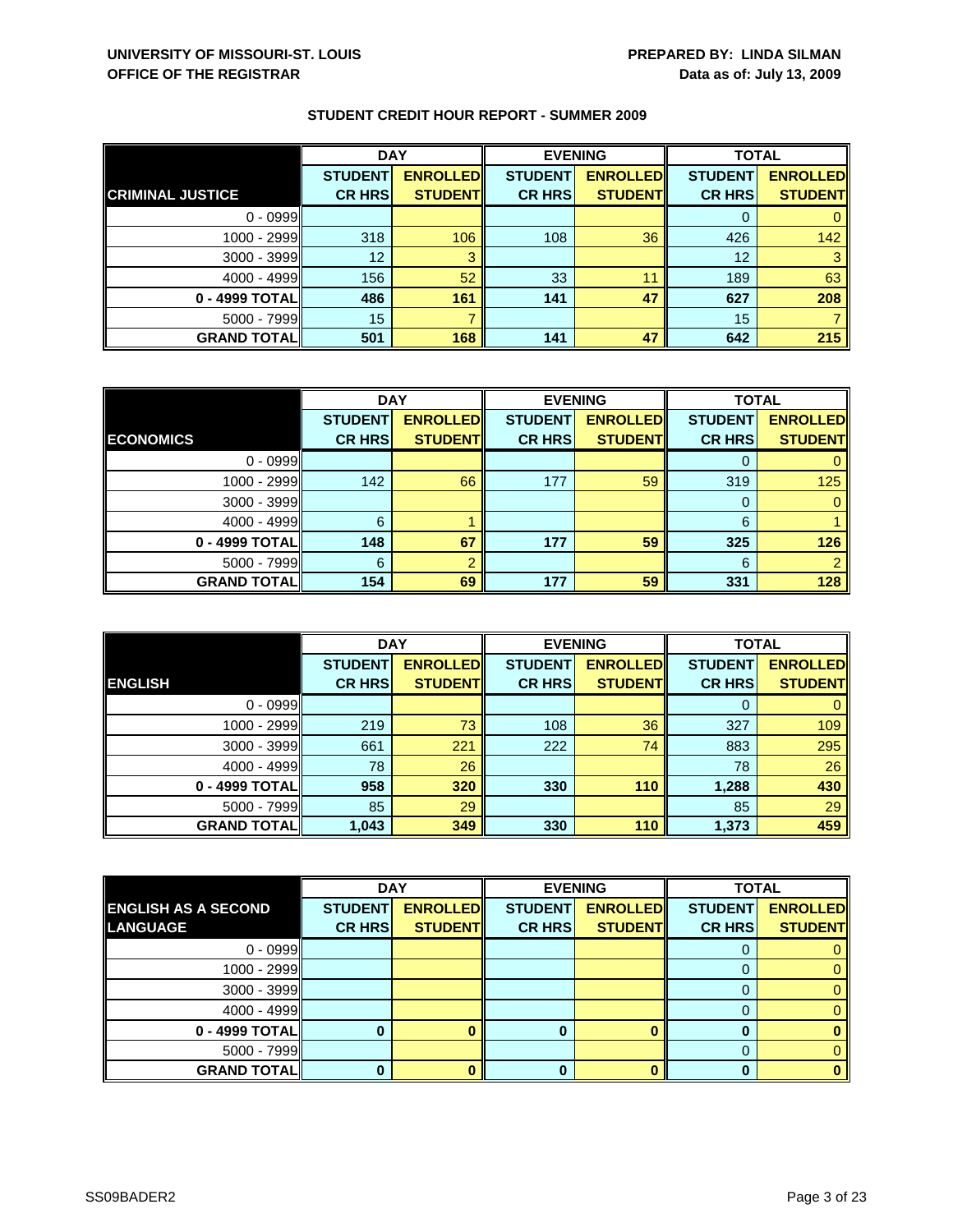**UNIVERSITY OF MISSOURI-ST. LOUIS**
**OFFICE OF THE REGISTRAR**

**PREPARED BY: LINDA SILMAN**
**Data as of: July 13, 2009**

## STUDENT CREDIT HOUR REPORT - SUMMER 2009

| | DAY | | EVENING | | TOTAL | |
|---|---|---|---|---|---|---|
| **CRIMINAL JUSTICE** | **STUDENT CR HRS** | **ENROLLED STUDENT** | **STUDENT CR HRS** | **ENROLLED STUDENT** | **STUDENT CR HRS** | **ENROLLED STUDENT** |
| 0 - 0999 | | | | | 0 | 0 |
| 1000 - 2999 | 318 | 106 | 108 | 36 | 426 | 142 |
| 3000 - 3999 | 12 | 3 | | | 12 | 3 |
| 4000 - 4999 | 156 | 52 | 33 | 11 | 189 | 63 |
| **0 - 4999 TOTAL** | **486** | **161** | **141** | **47** | **627** | **208** |
| 5000 - 7999 | 15 | 7 | | | 15 | 7 |
| **GRAND TOTAL** | **501** | **168** | **141** | **47** | **642** | **215** |

| | DAY | | EVENING | | TOTAL | |
|---|---|---|---|---|---|---|
| **ECONOMICS** | **STUDENT CR HRS** | **ENROLLED STUDENT** | **STUDENT CR HRS** | **ENROLLED STUDENT** | **STUDENT CR HRS** | **ENROLLED STUDENT** |
| 0 - 0999 | | | | | 0 | 0 |
| 1000 - 2999 | 142 | 66 | 177 | 59 | 319 | 125 |
| 3000 - 3999 | | | | | 0 | 0 |
| 4000 - 4999 | 6 | 1 | | | 6 | 1 |
| **0 - 4999 TOTAL** | **148** | **67** | **177** | **59** | **325** | **126** |
| 5000 - 7999 | 6 | 2 | | | 6 | 2 |
| **GRAND TOTAL** | **154** | **69** | **177** | **59** | **331** | **128** |

| | DAY | | EVENING | | TOTAL | |
|---|---|---|---|---|---|---|
| **ENGLISH** | **STUDENT CR HRS** | **ENROLLED STUDENT** | **STUDENT CR HRS** | **ENROLLED STUDENT** | **STUDENT CR HRS** | **ENROLLED STUDENT** |
| 0 - 0999 | | | | | 0 | 0 |
| 1000 - 2999 | 219 | 73 | 108 | 36 | 327 | 109 |
| 3000 - 3999 | 661 | 221 | 222 | 74 | 883 | 295 |
| 4000 - 4999 | 78 | 26 | | | 78 | 26 |
| **0 - 4999 TOTAL** | **958** | **320** | **330** | **110** | **1,288** | **430** |
| 5000 - 7999 | 85 | 29 | | | 85 | 29 |
| **GRAND TOTAL** | **1,043** | **349** | **330** | **110** | **1,373** | **459** |

| | DAY | | EVENING | | TOTAL | |
|---|---|---|---|---|---|---|
| **ENGLISH AS A SECOND LANGUAGE** | **STUDENT CR HRS** | **ENROLLED STUDENT** | **STUDENT CR HRS** | **ENROLLED STUDENT** | **STUDENT CR HRS** | **ENROLLED STUDENT** |
| 0 - 0999 | | | | | 0 | 0 |
| 1000 - 2999 | | | | | 0 | 0 |
| 3000 - 3999 | | | | | 0 | 0 |
| 4000 - 4999 | | | | | 0 | 0 |
| **0 - 4999 TOTAL** | **0** | **0** | **0** | **0** | **0** | **0** |
| 5000 - 7999 | | | | | 0 | 0 |
| **GRAND TOTAL** | **0** | **0** | **0** | **0** | **0** | **0** |

SS09BADER2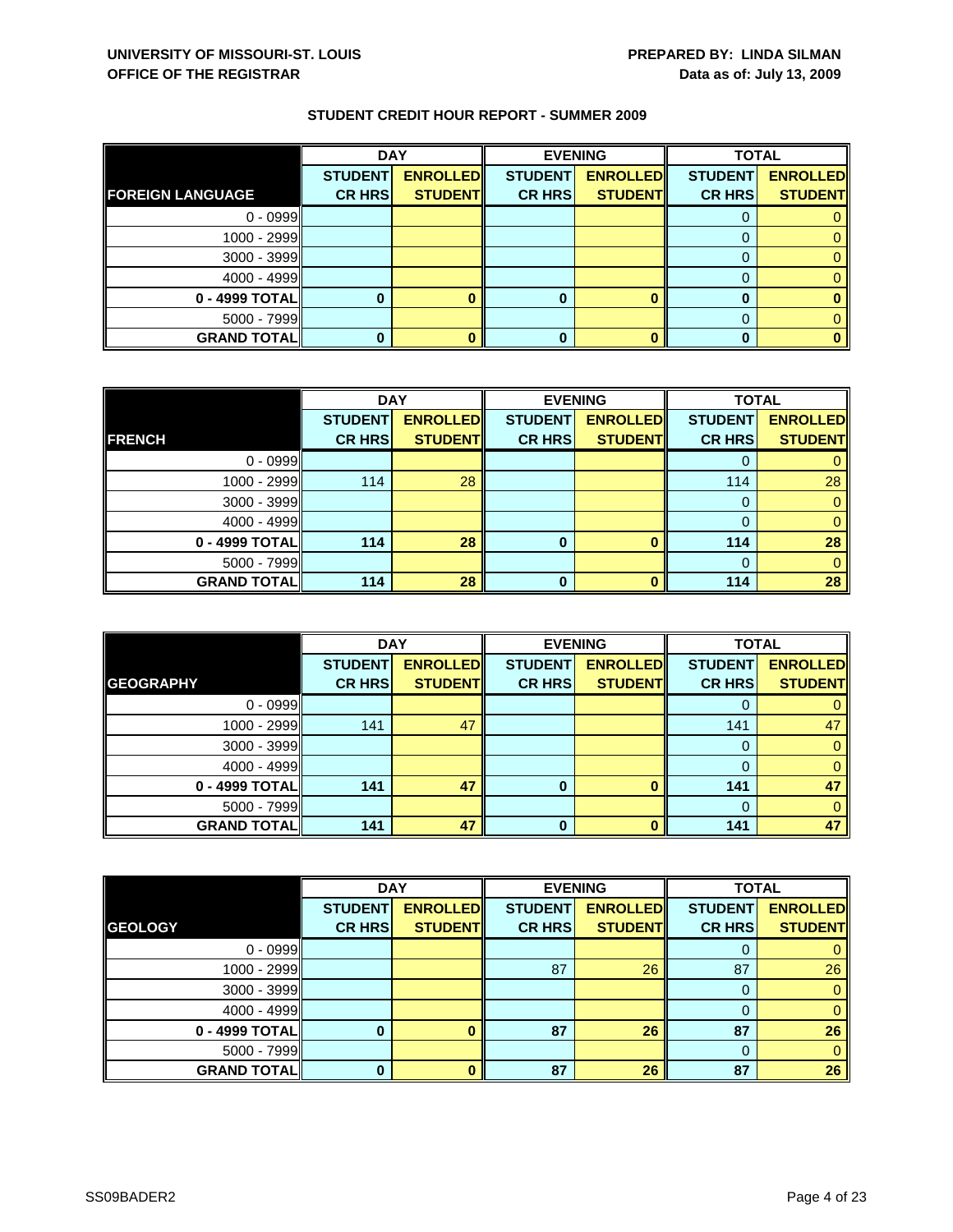**UNIVERSITY OF MISSOURI-ST. LOUIS**
**OFFICE OF THE REGISTRAR**

**PREPARED BY: LINDA SILMAN**
**Data as of: July 13, 2009**

## STUDENT CREDIT HOUR REPORT - SUMMER 2009

| | DAY | | EVENING | | TOTAL | |
|---|---|---|---|---|---|---|
| **FOREIGN LANGUAGE** | **STUDENT CR HRS** | **ENROLLED STUDENT** | **STUDENT CR HRS** | **ENROLLED STUDENT** | **STUDENT CR HRS** | **ENROLLED STUDENT** |
| 0 - 0999 | | | | | 0 | 0 |
| 1000 - 2999 | | | | | 0 | 0 |
| 3000 - 3999 | | | | | 0 | 0 |
| 4000 - 4999 | | | | | 0 | 0 |
| **0 - 4999 TOTAL** | **0** | **0** | **0** | **0** | **0** | **0** |
| 5000 - 7999 | | | | | 0 | 0 |
| **GRAND TOTAL** | **0** | **0** | **0** | **0** | **0** | **0** |

| | DAY | | EVENING | | TOTAL | |
|---|---|---|---|---|---|---|
| **FRENCH** | **STUDENT CR HRS** | **ENROLLED STUDENT** | **STUDENT CR HRS** | **ENROLLED STUDENT** | **STUDENT CR HRS** | **ENROLLED STUDENT** |
| 0 - 0999 | | | | | 0 | 0 |
| 1000 - 2999 | 114 | 28 | | | 114 | 28 |
| 3000 - 3999 | | | | | 0 | 0 |
| 4000 - 4999 | | | | | 0 | 0 |
| **0 - 4999 TOTAL** | **114** | **28** | **0** | **0** | **114** | **28** |
| 5000 - 7999 | | | | | 0 | 0 |
| **GRAND TOTAL** | **114** | **28** | **0** | **0** | **114** | **28** |

| | DAY | | EVENING | | TOTAL | |
|---|---|---|---|---|---|---|
| **GEOGRAPHY** | **STUDENT CR HRS** | **ENROLLED STUDENT** | **STUDENT CR HRS** | **ENROLLED STUDENT** | **STUDENT CR HRS** | **ENROLLED STUDENT** |
| 0 - 0999 | | | | | 0 | 0 |
| 1000 - 2999 | 141 | 47 | | | 141 | 47 |
| 3000 - 3999 | | | | | 0 | 0 |
| 4000 - 4999 | | | | | 0 | 0 |
| **0 - 4999 TOTAL** | **141** | **47** | **0** | **0** | **141** | **47** |
| 5000 - 7999 | | | | | 0 | 0 |
| **GRAND TOTAL** | **141** | **47** | **0** | **0** | **141** | **47** |

| | DAY | | EVENING | | TOTAL | |
|---|---|---|---|---|---|---|
| **GEOLOGY** | **STUDENT CR HRS** | **ENROLLED STUDENT** | **STUDENT CR HRS** | **ENROLLED STUDENT** | **STUDENT CR HRS** | **ENROLLED STUDENT** |
| 0 - 0999 | | | | | 0 | 0 |
| 1000 - 2999 | | | 87 | 26 | 87 | 26 |
| 3000 - 3999 | | | | | 0 | 0 |
| 4000 - 4999 | | | | | 0 | 0 |
| **0 - 4999 TOTAL** | **0** | **0** | **87** | **26** | **87** | **26** |
| 5000 - 7999 | | | | | 0 | 0 |
| **GRAND TOTAL** | **0** | **0** | **87** | **26** | **87** | **26** |

SS09BADER2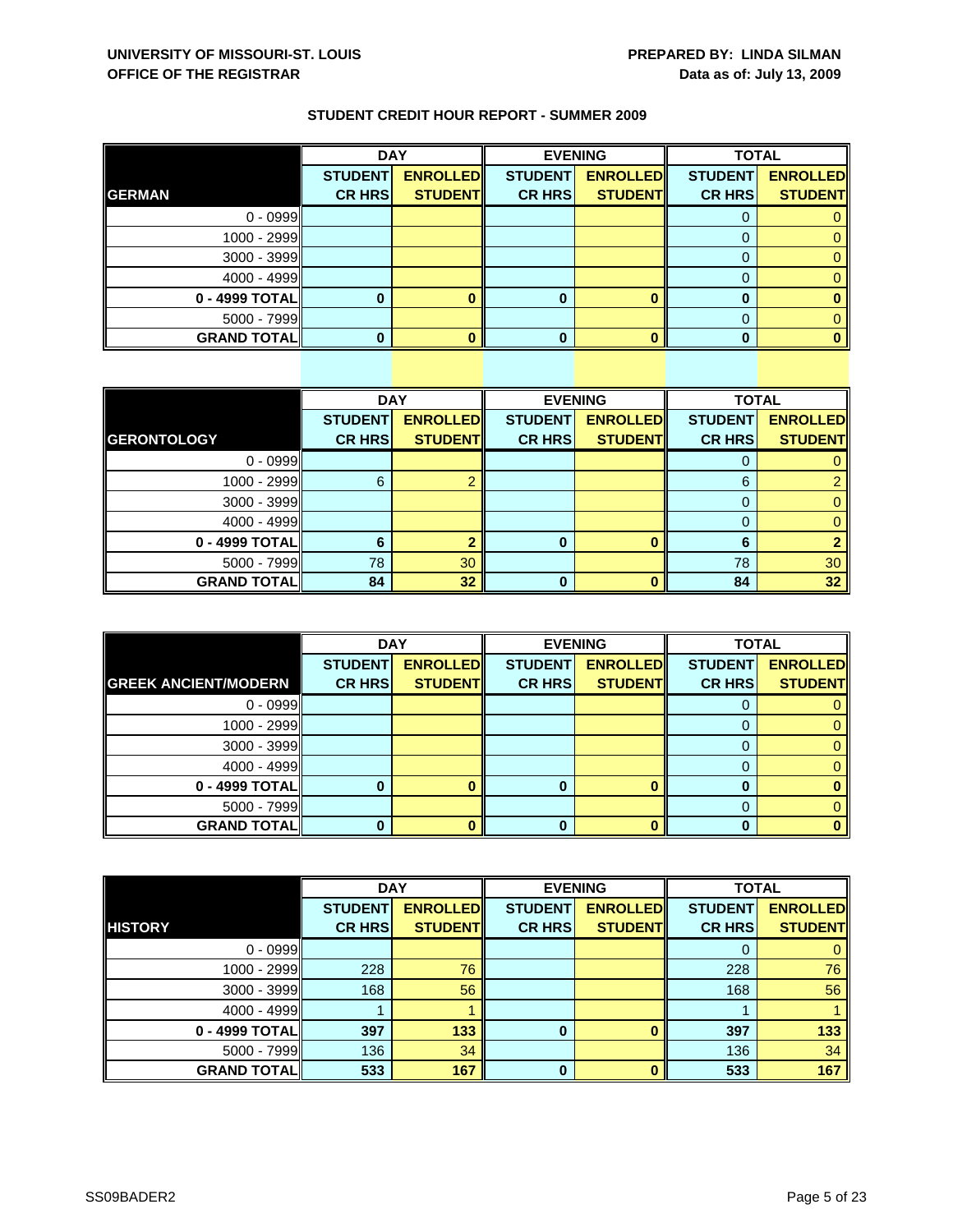**UNIVERSITY OF MISSOURI-ST. LOUIS**
**OFFICE OF THE REGISTRAR**

**PREPARED BY: LINDA SILMAN**
**Data as of: July 13, 2009**

## STUDENT CREDIT HOUR REPORT - SUMMER 2009

| | DAY | | EVENING | | TOTAL | |
|---|---|---|---|---|---|---|
| **GERMAN** | **STUDENT CR HRS** | **ENROLLED STUDENT** | **STUDENT CR HRS** | **ENROLLED STUDENT** | **STUDENT CR HRS** | **ENROLLED STUDENT** |
| 0 - 0999 | | | | | 0 | 0 |
| 1000 - 2999 | | | | | 0 | 0 |
| 3000 - 3999 | | | | | 0 | 0 |
| 4000 - 4999 | | | | | 0 | 0 |
| **0 - 4999 TOTAL** | **0** | **0** | **0** | **0** | **0** | **0** |
| 5000 - 7999 | | | | | 0 | 0 |
| **GRAND TOTAL** | **0** | **0** | **0** | **0** | **0** | **0** |

| | DAY | | EVENING | | TOTAL | |
|---|---|---|---|---|---|---|
| **GERONTOLOGY** | **STUDENT CR HRS** | **ENROLLED STUDENT** | **STUDENT CR HRS** | **ENROLLED STUDENT** | **STUDENT CR HRS** | **ENROLLED STUDENT** |
| 0 - 0999 | | | | | 0 | 0 |
| 1000 - 2999 | 6 | 2 | | | 6 | 2 |
| 3000 - 3999 | | | | | 0 | 0 |
| 4000 - 4999 | | | | | 0 | 0 |
| **0 - 4999 TOTAL** | **6** | **2** | **0** | **0** | **6** | **2** |
| 5000 - 7999 | 78 | 30 | | | 78 | 30 |
| **GRAND TOTAL** | **84** | **32** | **0** | **0** | **84** | **32** |

| | DAY | | EVENING | | TOTAL | |
|---|---|---|---|---|---|---|
| **GREEK ANCIENT/MODERN** | **STUDENT CR HRS** | **ENROLLED STUDENT** | **STUDENT CR HRS** | **ENROLLED STUDENT** | **STUDENT CR HRS** | **ENROLLED STUDENT** |
| 0 - 0999 | | | | | 0 | 0 |
| 1000 - 2999 | | | | | 0 | 0 |
| 3000 - 3999 | | | | | 0 | 0 |
| 4000 - 4999 | | | | | 0 | 0 |
| **0 - 4999 TOTAL** | **0** | **0** | **0** | **0** | **0** | **0** |
| 5000 - 7999 | | | | | 0 | 0 |
| **GRAND TOTAL** | **0** | **0** | **0** | **0** | **0** | **0** |

| | DAY | | EVENING | | TOTAL | |
|---|---|---|---|---|---|---|
| **HISTORY** | **STUDENT CR HRS** | **ENROLLED STUDENT** | **STUDENT CR HRS** | **ENROLLED STUDENT** | **STUDENT CR HRS** | **ENROLLED STUDENT** |
| 0 - 0999 | | | | | 0 | 0 |
| 1000 - 2999 | 228 | 76 | | | 228 | 76 |
| 3000 - 3999 | 168 | 56 | | | 168 | 56 |
| 4000 - 4999 | 1 | 1 | | | 1 | 1 |
| **0 - 4999 TOTAL** | **397** | **133** | **0** | **0** | **397** | **133** |
| 5000 - 7999 | 136 | 34 | | | 136 | 34 |
| **GRAND TOTAL** | **533** | **167** | **0** | **0** | **533** | **167** |

SS09BADER2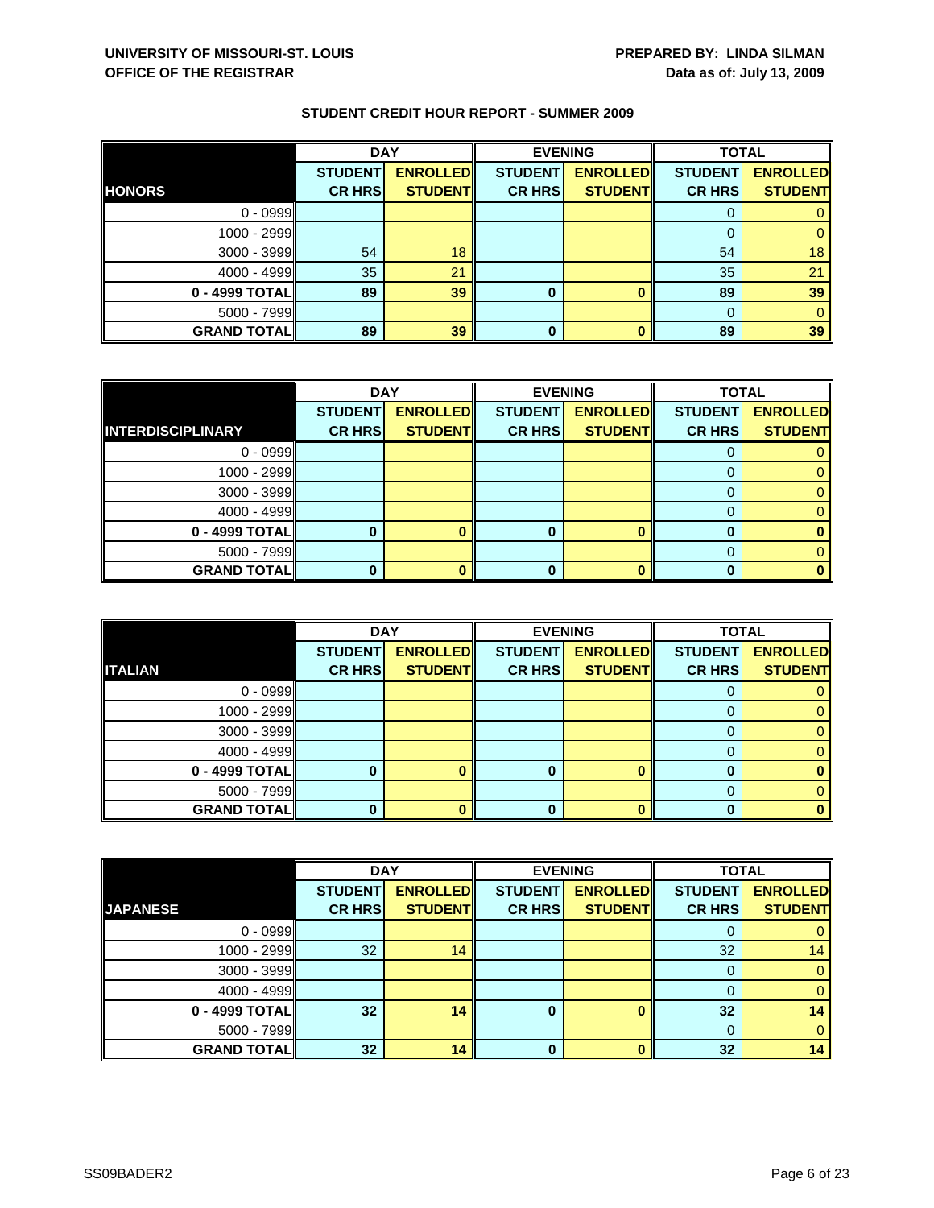**UNIVERSITY OF MISSOURI-ST. LOUIS**
**OFFICE OF THE REGISTRAR**

**PREPARED BY: LINDA SILMAN**
**Data as of: July 13, 2009**

## STUDENT CREDIT HOUR REPORT - SUMMER 2009

| | DAY | | EVENING | | TOTAL | |
|---|---|---|---|---|---|---|
| **HONORS** | **STUDENT CR HRS** | **ENROLLED STUDENT** | **STUDENT CR HRS** | **ENROLLED STUDENT** | **STUDENT CR HRS** | **ENROLLED STUDENT** |
| 0 - 0999 | | | | | 0 | 0 |
| 1000 - 2999 | | | | | 0 | 0 |
| 3000 - 3999 | 54 | 18 | | | 54 | 18 |
| 4000 - 4999 | 35 | 21 | | | 35 | 21 |
| **0 - 4999 TOTAL** | **89** | **39** | **0** | **0** | **89** | **39** |
| 5000 - 7999 | | | | | 0 | 0 |
| **GRAND TOTAL** | **89** | **39** | **0** | **0** | **89** | **39** |

| | DAY | | EVENING | | TOTAL | |
|---|---|---|---|---|---|---|
| **INTERDISCIPLINARY** | **STUDENT CR HRS** | **ENROLLED STUDENT** | **STUDENT CR HRS** | **ENROLLED STUDENT** | **STUDENT CR HRS** | **ENROLLED STUDENT** |
| 0 - 0999 | | | | | 0 | 0 |
| 1000 - 2999 | | | | | 0 | 0 |
| 3000 - 3999 | | | | | 0 | 0 |
| 4000 - 4999 | | | | | 0 | 0 |
| **0 - 4999 TOTAL** | **0** | **0** | **0** | **0** | **0** | **0** |
| 5000 - 7999 | | | | | 0 | 0 |
| **GRAND TOTAL** | **0** | **0** | **0** | **0** | **0** | **0** |

| | DAY | | EVENING | | TOTAL | |
|---|---|---|---|---|---|---|
| **ITALIAN** | **STUDENT CR HRS** | **ENROLLED STUDENT** | **STUDENT CR HRS** | **ENROLLED STUDENT** | **STUDENT CR HRS** | **ENROLLED STUDENT** |
| 0 - 0999 | | | | | 0 | 0 |
| 1000 - 2999 | | | | | 0 | 0 |
| 3000 - 3999 | | | | | 0 | 0 |
| 4000 - 4999 | | | | | 0 | 0 |
| **0 - 4999 TOTAL** | **0** | **0** | **0** | **0** | **0** | **0** |
| 5000 - 7999 | | | | | 0 | 0 |
| **GRAND TOTAL** | **0** | **0** | **0** | **0** | **0** | **0** |

| | DAY | | EVENING | | TOTAL | |
|---|---|---|---|---|---|---|
| **JAPANESE** | **STUDENT CR HRS** | **ENROLLED STUDENT** | **STUDENT CR HRS** | **ENROLLED STUDENT** | **STUDENT CR HRS** | **ENROLLED STUDENT** |
| 0 - 0999 | | | | | 0 | 0 |
| 1000 - 2999 | 32 | 14 | | | 32 | 14 |
| 3000 - 3999 | | | | | 0 | 0 |
| 4000 - 4999 | | | | | 0 | 0 |
| **0 - 4999 TOTAL** | **32** | **14** | **0** | **0** | **32** | **14** |
| 5000 - 7999 | | | | | 0 | 0 |
| **GRAND TOTAL** | **32** | **14** | **0** | **0** | **32** | **14** |

SS09BADER2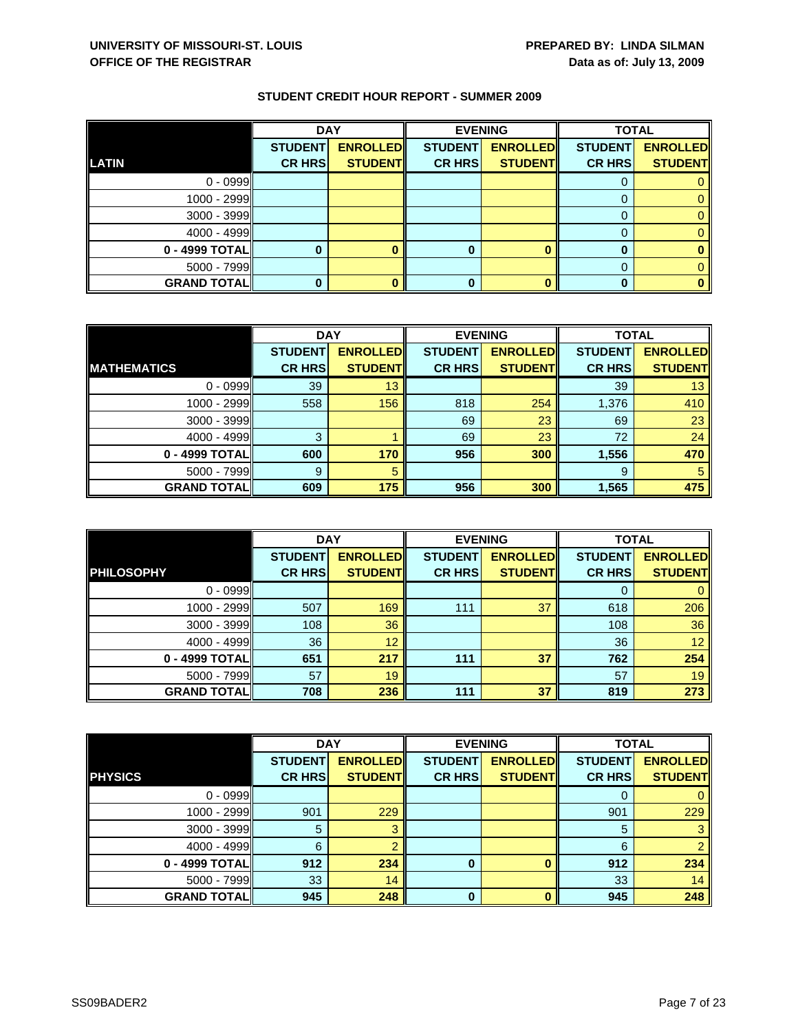**UNIVERSITY OF MISSOURI-ST. LOUIS**
**OFFICE OF THE REGISTRAR**

**PREPARED BY: LINDA SILMAN**
**Data as of: July 13, 2009**

## STUDENT CREDIT HOUR REPORT - SUMMER 2009

| | DAY | | EVENING | | TOTAL | |
|---|---|---|---|---|---|---|
| **LATIN** | **STUDENT CR HRS** | **ENROLLED STUDENT** | **STUDENT CR HRS** | **ENROLLED STUDENT** | **STUDENT CR HRS** | **ENROLLED STUDENT** |
| 0 - 0999 | | | | | 0 | 0 |
| 1000 - 2999 | | | | | 0 | 0 |
| 3000 - 3999 | | | | | 0 | 0 |
| 4000 - 4999 | | | | | 0 | 0 |
| **0 - 4999 TOTAL** | **0** | **0** | **0** | **0** | **0** | **0** |
| 5000 - 7999 | | | | | 0 | 0 |
| **GRAND TOTAL** | **0** | **0** | **0** | **0** | **0** | **0** |

| | DAY | | EVENING | | TOTAL | |
|---|---|---|---|---|---|---|
| **MATHEMATICS** | **STUDENT CR HRS** | **ENROLLED STUDENT** | **STUDENT CR HRS** | **ENROLLED STUDENT** | **STUDENT CR HRS** | **ENROLLED STUDENT** |
| 0 - 0999 | 39 | 13 | | | 39 | 13 |
| 1000 - 2999 | 558 | 156 | 818 | 254 | 1,376 | 410 |
| 3000 - 3999 | | | 69 | 23 | 69 | 23 |
| 4000 - 4999 | 3 | 1 | 69 | 23 | 72 | 24 |
| **0 - 4999 TOTAL** | **600** | **170** | **956** | **300** | **1,556** | **470** |
| 5000 - 7999 | 9 | 5 | | | 9 | 5 |
| **GRAND TOTAL** | **609** | **175** | **956** | **300** | **1,565** | **475** |

| | DAY | | EVENING | | TOTAL | |
|---|---|---|---|---|---|---|
| **PHILOSOPHY** | **STUDENT CR HRS** | **ENROLLED STUDENT** | **STUDENT CR HRS** | **ENROLLED STUDENT** | **STUDENT CR HRS** | **ENROLLED STUDENT** |
| 0 - 0999 | | | | | 0 | 0 |
| 1000 - 2999 | 507 | 169 | 111 | 37 | 618 | 206 |
| 3000 - 3999 | 108 | 36 | | | 108 | 36 |
| 4000 - 4999 | 36 | 12 | | | 36 | 12 |
| **0 - 4999 TOTAL** | **651** | **217** | **111** | **37** | **762** | **254** |
| 5000 - 7999 | 57 | 19 | | | 57 | 19 |
| **GRAND TOTAL** | **708** | **236** | **111** | **37** | **819** | **273** |

| | DAY | | EVENING | | TOTAL | |
|---|---|---|---|---|---|---|
| **PHYSICS** | **STUDENT CR HRS** | **ENROLLED STUDENT** | **STUDENT CR HRS** | **ENROLLED STUDENT** | **STUDENT CR HRS** | **ENROLLED STUDENT** |
| 0 - 0999 | | | | | 0 | 0 |
| 1000 - 2999 | 901 | 229 | | | 901 | 229 |
| 3000 - 3999 | 5 | 3 | | | 5 | 3 |
| 4000 - 4999 | 6 | 2 | | | 6 | 2 |
| **0 - 4999 TOTAL** | **912** | **234** | **0** | **0** | **912** | **234** |
| 5000 - 7999 | 33 | 14 | | | 33 | 14 |
| **GRAND TOTAL** | **945** | **248** | **0** | **0** | **945** | **248** |

SS09BADER2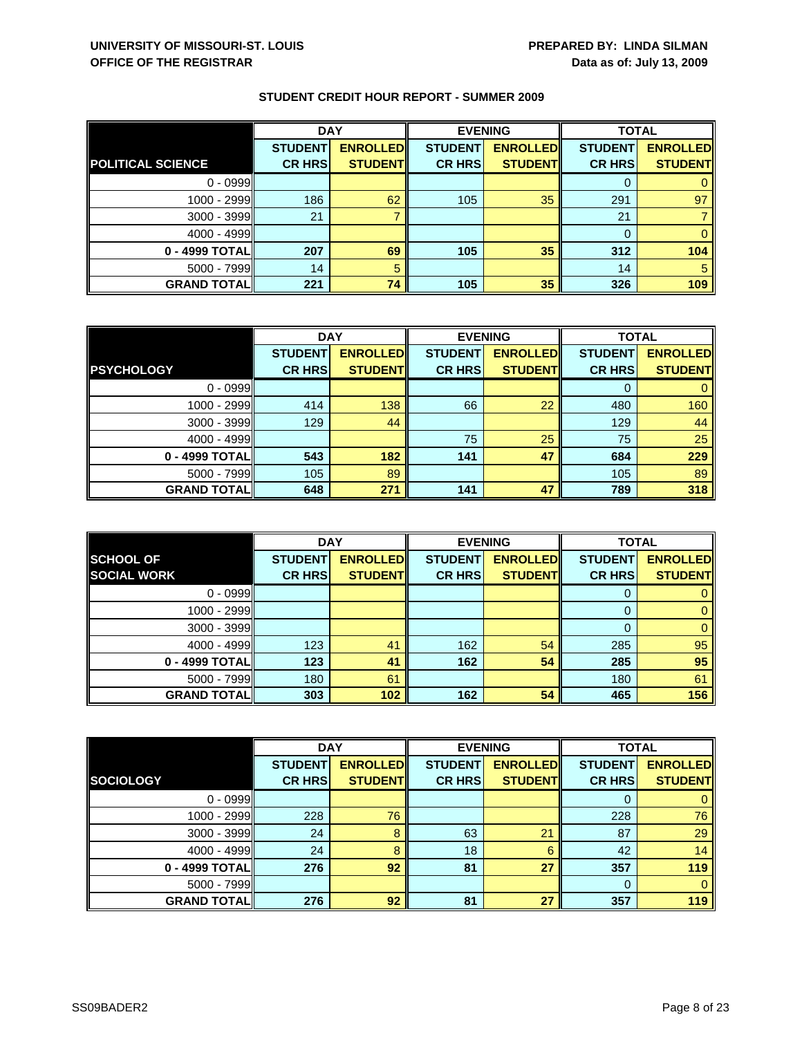**UNIVERSITY OF MISSOURI-ST. LOUIS**
**OFFICE OF THE REGISTRAR**

**PREPARED BY: LINDA SILMAN**
**Data as of: July 13, 2009**

## STUDENT CREDIT HOUR REPORT - SUMMER 2009

| | DAY | | EVENING | | TOTAL | |
|---|---|---|---|---|---|---|
| **POLITICAL SCIENCE** | **STUDENT CR HRS** | **ENROLLED STUDENT** | **STUDENT CR HRS** | **ENROLLED STUDENT** | **STUDENT CR HRS** | **ENROLLED STUDENT** |
| 0 - 0999 | | | | | 0 | 0 |
| 1000 - 2999 | 186 | 62 | 105 | 35 | 291 | 97 |
| 3000 - 3999 | 21 | 7 | | | 21 | 7 |
| 4000 - 4999 | | | | | 0 | 0 |
| **0 - 4999 TOTAL** | **207** | **69** | **105** | **35** | **312** | **104** |
| 5000 - 7999 | 14 | 5 | | | 14 | 5 |
| **GRAND TOTAL** | **221** | **74** | **105** | **35** | **326** | **109** |

| | DAY | | EVENING | | TOTAL | |
|---|---|---|---|---|---|---|
| **PSYCHOLOGY** | **STUDENT CR HRS** | **ENROLLED STUDENT** | **STUDENT CR HRS** | **ENROLLED STUDENT** | **STUDENT CR HRS** | **ENROLLED STUDENT** |
| 0 - 0999 | | | | | 0 | 0 |
| 1000 - 2999 | 414 | 138 | 66 | 22 | 480 | 160 |
| 3000 - 3999 | 129 | 44 | | | 129 | 44 |
| 4000 - 4999 | | | 75 | 25 | 75 | 25 |
| **0 - 4999 TOTAL** | **543** | **182** | **141** | **47** | **684** | **229** |
| 5000 - 7999 | 105 | 89 | | | 105 | 89 |
| **GRAND TOTAL** | **648** | **271** | **141** | **47** | **789** | **318** |

| | DAY | | EVENING | | TOTAL | |
|---|---|---|---|---|---|---|
| **SCHOOL OF SOCIAL WORK** | **STUDENT CR HRS** | **ENROLLED STUDENT** | **STUDENT CR HRS** | **ENROLLED STUDENT** | **STUDENT CR HRS** | **ENROLLED STUDENT** |
| 0 - 0999 | | | | | 0 | 0 |
| 1000 - 2999 | | | | | 0 | 0 |
| 3000 - 3999 | | | | | 0 | 0 |
| 4000 - 4999 | 123 | 41 | 162 | 54 | 285 | 95 |
| **0 - 4999 TOTAL** | **123** | **41** | **162** | **54** | **285** | **95** |
| 5000 - 7999 | 180 | 61 | | | 180 | 61 |
| **GRAND TOTAL** | **303** | **102** | **162** | **54** | **465** | **156** |

| | DAY | | EVENING | | TOTAL | |
|---|---|---|---|---|---|---|
| **SOCIOLOGY** | **STUDENT CR HRS** | **ENROLLED STUDENT** | **STUDENT CR HRS** | **ENROLLED STUDENT** | **STUDENT CR HRS** | **ENROLLED STUDENT** |
| 0 - 0999 | | | | | 0 | 0 |
| 1000 - 2999 | 228 | 76 | | | 228 | 76 |
| 3000 - 3999 | 24 | 8 | 63 | 21 | 87 | 29 |
| 4000 - 4999 | 24 | 8 | 18 | 6 | 42 | 14 |
| **0 - 4999 TOTAL** | **276** | **92** | **81** | **27** | **357** | **119** |
| 5000 - 7999 | | | | | 0 | 0 |
| **GRAND TOTAL** | **276** | **92** | **81** | **27** | **357** | **119** |

SS09BADER2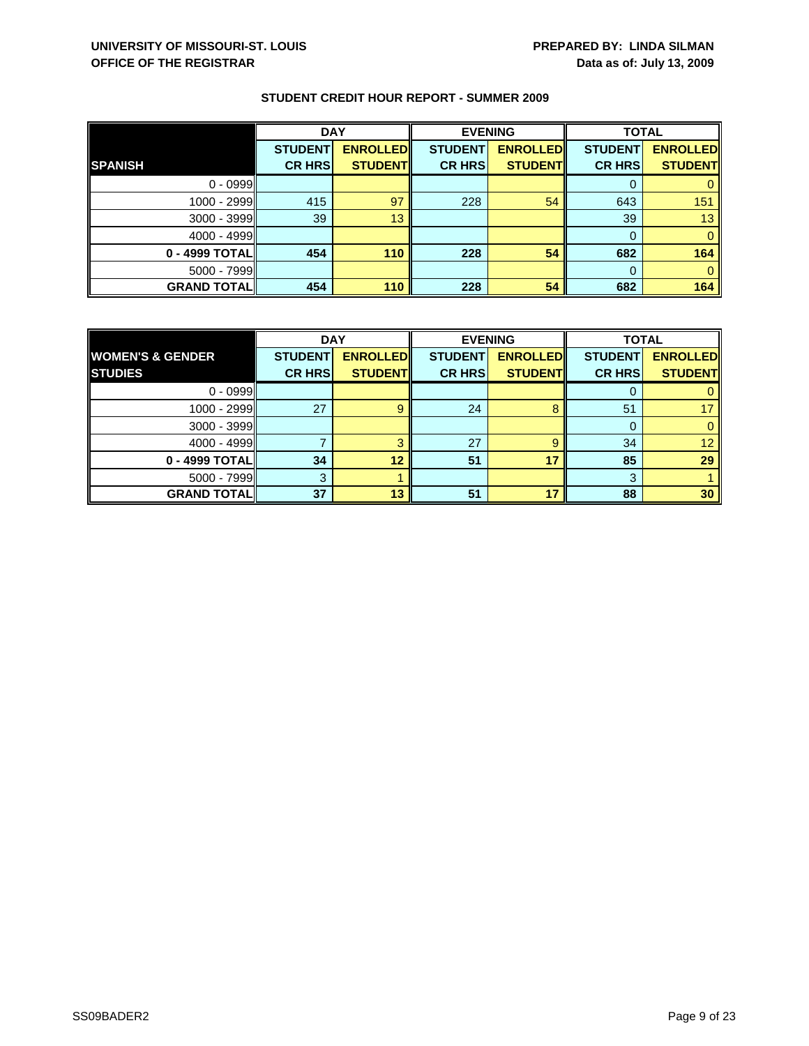**UNIVERSITY OF MISSOURI-ST. LOUIS**
**OFFICE OF THE REGISTRAR**

**PREPARED BY: LINDA SILMAN**
**Data as of: July 13, 2009**

## STUDENT CREDIT HOUR REPORT - SUMMER 2009

| | DAY | | EVENING | | TOTAL | |
|---|---|---|---|---|---|---|
| **SPANISH** | **STUDENT CR HRS** | **ENROLLED STUDENT** | **STUDENT CR HRS** | **ENROLLED STUDENT** | **STUDENT CR HRS** | **ENROLLED STUDENT** |
| 0 - 0999 | | | | | 0 | 0 |
| 1000 - 2999 | 415 | 97 | 228 | 54 | 643 | 151 |
| 3000 - 3999 | 39 | 13 | | | 39 | 13 |
| 4000 - 4999 | | | | | 0 | 0 |
| **0 - 4999 TOTAL** | **454** | **110** | **228** | **54** | **682** | **164** |
| 5000 - 7999 | | | | | 0 | 0 |
| **GRAND TOTAL** | **454** | **110** | **228** | **54** | **682** | **164** |

| | DAY | | EVENING | | TOTAL | |
|---|---|---|---|---|---|---|
| **WOMEN'S & GENDER STUDIES** | **STUDENT CR HRS** | **ENROLLED STUDENT** | **STUDENT CR HRS** | **ENROLLED STUDENT** | **STUDENT CR HRS** | **ENROLLED STUDENT** |
| 0 - 0999 | | | | | 0 | 0 |
| 1000 - 2999 | 27 | 9 | 24 | 8 | 51 | 17 |
| 3000 - 3999 | | | | | 0 | 0 |
| 4000 - 4999 | 7 | 3 | 27 | 9 | 34 | 12 |
| **0 - 4999 TOTAL** | **34** | **12** | **51** | **17** | **85** | **29** |
| 5000 - 7999 | 3 | 1 | | | 3 | 1 |
| **GRAND TOTAL** | **37** | **13** | **51** | **17** | **88** | **30** |

SS09BADER2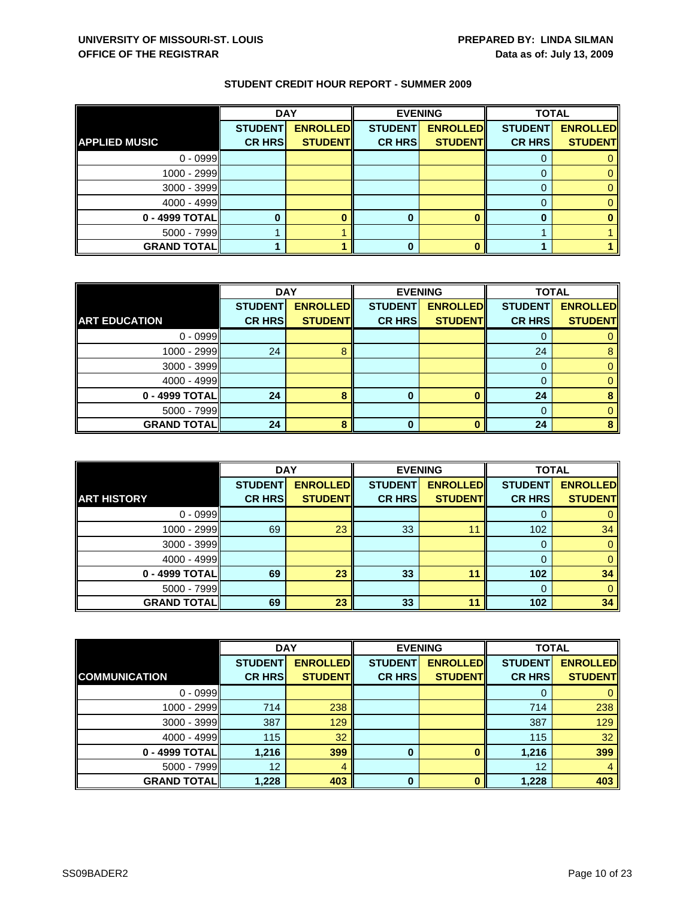**UNIVERSITY OF MISSOURI-ST. LOUIS**
**OFFICE OF THE REGISTRAR**

**PREPARED BY: LINDA SILMAN**
**Data as of: July 13, 2009**

**STUDENT CREDIT HOUR REPORT - SUMMER 2009**

| | DAY | | EVENING | | TOTAL | |
|---|---|---|---|---|---|---|
| **APPLIED MUSIC** | **STUDENT CR HRS** | **ENROLLED STUDENT** | **STUDENT CR HRS** | **ENROLLED STUDENT** | **STUDENT CR HRS** | **ENROLLED STUDENT** |
| 0 - 0999 | | | | | 0 | 0 |
| 1000 - 2999 | | | | | 0 | 0 |
| 3000 - 3999 | | | | | 0 | 0 |
| 4000 - 4999 | | | | | 0 | 0 |
| **0 - 4999 TOTAL** | **0** | **0** | **0** | **0** | **0** | **0** |
| 5000 - 7999 | 1 | 1 | | | 1 | 1 |
| **GRAND TOTAL** | **1** | **1** | **0** | **0** | **1** | **1** |

| | DAY | | EVENING | | TOTAL | |
|---|---|---|---|---|---|---|
| **ART EDUCATION** | **STUDENT CR HRS** | **ENROLLED STUDENT** | **STUDENT CR HRS** | **ENROLLED STUDENT** | **STUDENT CR HRS** | **ENROLLED STUDENT** |
| 0 - 0999 | | | | | 0 | 0 |
| 1000 - 2999 | 24 | 8 | | | 24 | 8 |
| 3000 - 3999 | | | | | 0 | 0 |
| 4000 - 4999 | | | | | 0 | 0 |
| **0 - 4999 TOTAL** | **24** | **8** | **0** | **0** | **24** | **8** |
| 5000 - 7999 | | | | | 0 | 0 |
| **GRAND TOTAL** | **24** | **8** | **0** | **0** | **24** | **8** |

| | DAY | | EVENING | | TOTAL | |
|---|---|---|---|---|---|---|
| **ART HISTORY** | **STUDENT CR HRS** | **ENROLLED STUDENT** | **STUDENT CR HRS** | **ENROLLED STUDENT** | **STUDENT CR HRS** | **ENROLLED STUDENT** |
| 0 - 0999 | | | | | 0 | 0 |
| 1000 - 2999 | 69 | 23 | 33 | 11 | 102 | 34 |
| 3000 - 3999 | | | | | 0 | 0 |
| 4000 - 4999 | | | | | 0 | 0 |
| **0 - 4999 TOTAL** | **69** | **23** | **33** | **11** | **102** | **34** |
| 5000 - 7999 | | | | | 0 | 0 |
| **GRAND TOTAL** | **69** | **23** | **33** | **11** | **102** | **34** |

| | DAY | | EVENING | | TOTAL | |
|---|---|---|---|---|---|---|
| **COMMUNICATION** | **STUDENT CR HRS** | **ENROLLED STUDENT** | **STUDENT CR HRS** | **ENROLLED STUDENT** | **STUDENT CR HRS** | **ENROLLED STUDENT** |
| 0 - 0999 | | | | | 0 | 0 |
| 1000 - 2999 | 714 | 238 | | | 714 | 238 |
| 3000 - 3999 | 387 | 129 | | | 387 | 129 |
| 4000 - 4999 | 115 | 32 | | | 115 | 32 |
| **0 - 4999 TOTAL** | **1,216** | **399** | **0** | **0** | **1,216** | **399** |
| 5000 - 7999 | 12 | 4 | | | 12 | 4 |
| **GRAND TOTAL** | **1,228** | **403** | **0** | **0** | **1,228** | **403** |

SS09BADER2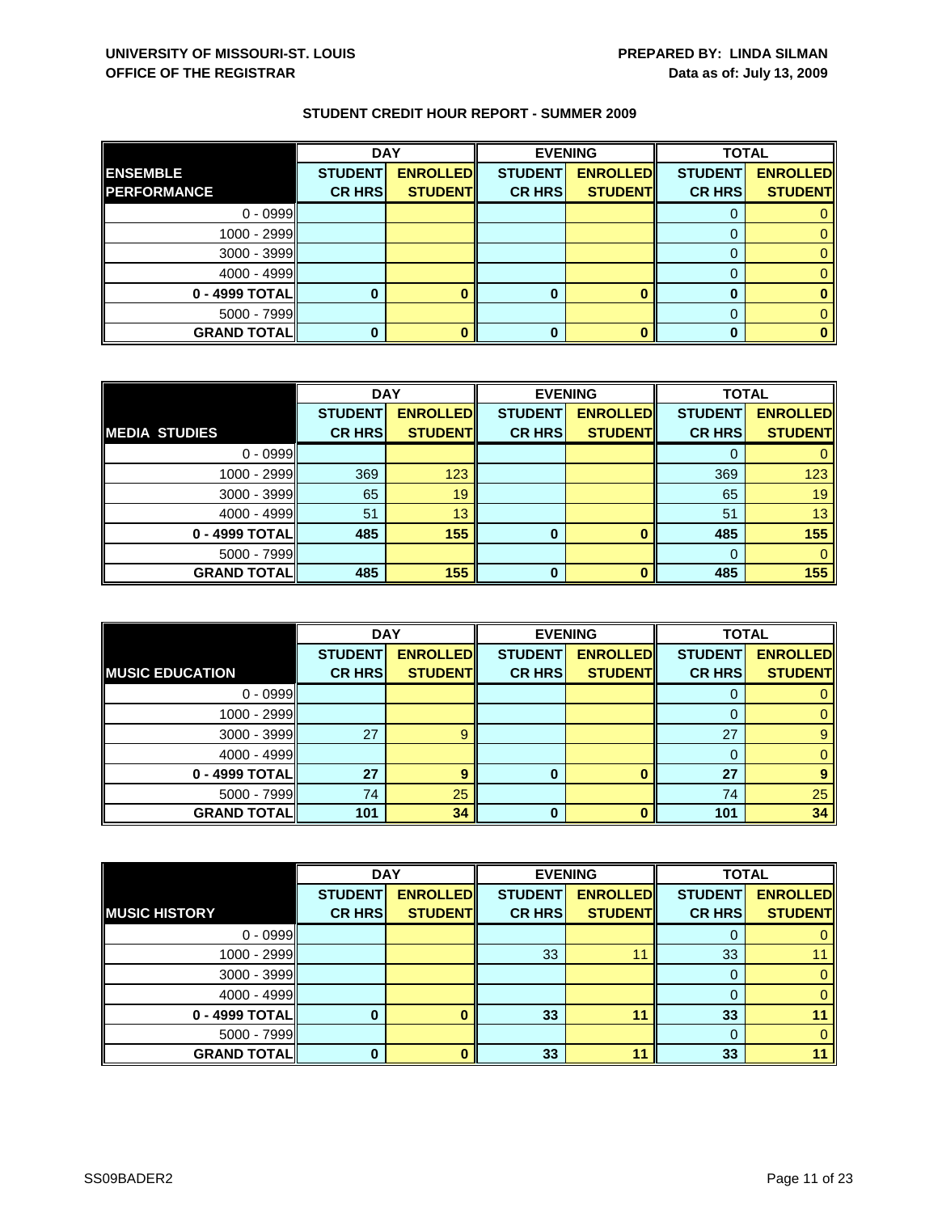**UNIVERSITY OF MISSOURI-ST. LOUIS**
**OFFICE OF THE REGISTRAR**

**PREPARED BY: LINDA SILMAN**
**Data as of: July 13, 2009**

## STUDENT CREDIT HOUR REPORT - SUMMER 2009

| ENSEMBLE PERFORMANCE | DAY | | EVENING | | TOTAL | |
|---|---|---|---|---|---|---|
| | STUDENT CR HRS | ENROLLED STUDENT | STUDENT CR HRS | ENROLLED STUDENT | STUDENT CR HRS | ENROLLED STUDENT |
| 0 - 0999 | | | | | 0 | 0 |
| 1000 - 2999 | | | | | 0 | 0 |
| 3000 - 3999 | | | | | 0 | 0 |
| 4000 - 4999 | | | | | 0 | 0 |
| **0 - 4999 TOTAL** | **0** | **0** | **0** | **0** | **0** | **0** |
| 5000 - 7999 | | | | | 0 | 0 |
| **GRAND TOTAL** | **0** | **0** | **0** | **0** | **0** | **0** |

| MEDIA STUDIES | DAY | | EVENING | | TOTAL | |
|---|---|---|---|---|---|---|
| | STUDENT CR HRS | ENROLLED STUDENT | STUDENT CR HRS | ENROLLED STUDENT | STUDENT CR HRS | ENROLLED STUDENT |
| 0 - 0999 | | | | | 0 | 0 |
| 1000 - 2999 | 369 | 123 | | | 369 | 123 |
| 3000 - 3999 | 65 | 19 | | | 65 | 19 |
| 4000 - 4999 | 51 | 13 | | | 51 | 13 |
| **0 - 4999 TOTAL** | **485** | **155** | **0** | **0** | **485** | **155** |
| 5000 - 7999 | | | | | 0 | 0 |
| **GRAND TOTAL** | **485** | **155** | **0** | **0** | **485** | **155** |

| MUSIC EDUCATION | DAY | | EVENING | | TOTAL | |
|---|---|---|---|---|---|---|
| | STUDENT CR HRS | ENROLLED STUDENT | STUDENT CR HRS | ENROLLED STUDENT | STUDENT CR HRS | ENROLLED STUDENT |
| 0 - 0999 | | | | | 0 | 0 |
| 1000 - 2999 | | | | | 0 | 0 |
| 3000 - 3999 | 27 | 9 | | | 27 | 9 |
| 4000 - 4999 | | | | | 0 | 0 |
| **0 - 4999 TOTAL** | **27** | **9** | **0** | **0** | **27** | **9** |
| 5000 - 7999 | 74 | 25 | | | 74 | 25 |
| **GRAND TOTAL** | **101** | **34** | **0** | **0** | **101** | **34** |

| MUSIC HISTORY | DAY | | EVENING | | TOTAL | |
|---|---|---|---|---|---|---|
| | STUDENT CR HRS | ENROLLED STUDENT | STUDENT CR HRS | ENROLLED STUDENT | STUDENT CR HRS | ENROLLED STUDENT |
| 0 - 0999 | | | | | 0 | 0 |
| 1000 - 2999 | | | 33 | 11 | 33 | 11 |
| 3000 - 3999 | | | | | 0 | 0 |
| 4000 - 4999 | | | | | 0 | 0 |
| **0 - 4999 TOTAL** | **0** | **0** | **33** | **11** | **33** | **11** |
| 5000 - 7999 | | | | | 0 | 0 |
| **GRAND TOTAL** | **0** | **0** | **33** | **11** | **33** | **11** |

SS09BADER2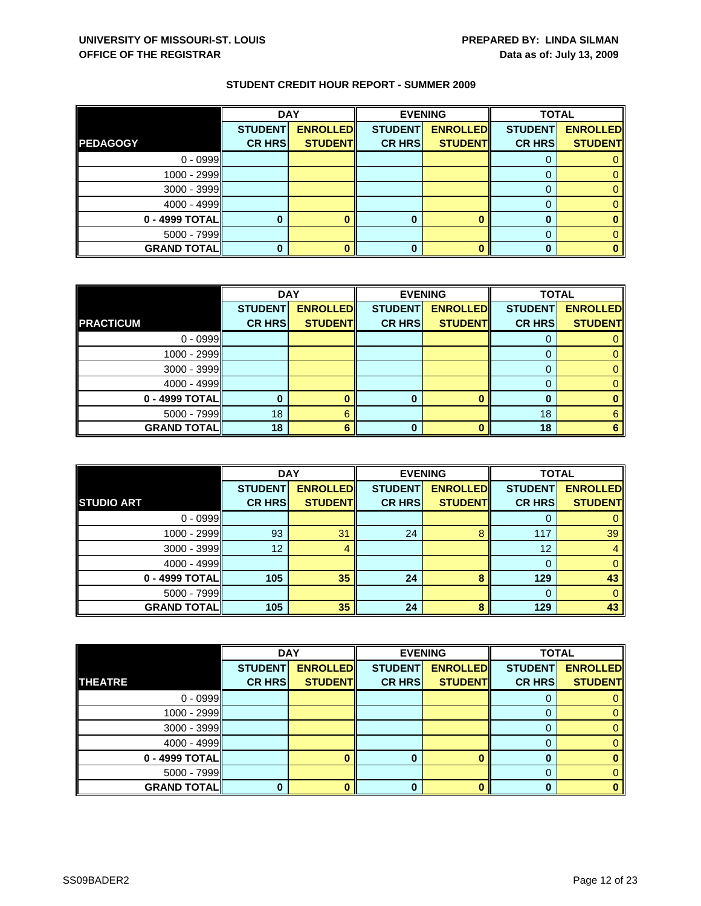**UNIVERSITY OF MISSOURI-ST. LOUIS**
**OFFICE OF THE REGISTRAR**

**PREPARED BY: LINDA SILMAN**
**Data as of: July 13, 2009**

## STUDENT CREDIT HOUR REPORT - SUMMER 2009

| | DAY | | EVENING | | TOTAL | |
|---|---|---|---|---|---|---|
| **PEDAGOGY** | **STUDENT CR HRS** | **ENROLLED STUDENT** | **STUDENT CR HRS** | **ENROLLED STUDENT** | **STUDENT CR HRS** | **ENROLLED STUDENT** |
| 0 - 0999 | | | | | 0 | 0 |
| 1000 - 2999 | | | | | 0 | 0 |
| 3000 - 3999 | | | | | 0 | 0 |
| 4000 - 4999 | | | | | 0 | 0 |
| **0 - 4999 TOTAL** | **0** | **0** | **0** | **0** | **0** | **0** |
| 5000 - 7999 | | | | | 0 | 0 |
| **GRAND TOTAL** | **0** | **0** | **0** | **0** | **0** | **0** |

| | DAY | | EVENING | | TOTAL | |
|---|---|---|---|---|---|---|
| **PRACTICUM** | **STUDENT CR HRS** | **ENROLLED STUDENT** | **STUDENT CR HRS** | **ENROLLED STUDENT** | **STUDENT CR HRS** | **ENROLLED STUDENT** |
| 0 - 0999 | | | | | 0 | 0 |
| 1000 - 2999 | | | | | 0 | 0 |
| 3000 - 3999 | | | | | 0 | 0 |
| 4000 - 4999 | | | | | 0 | 0 |
| **0 - 4999 TOTAL** | **0** | **0** | **0** | **0** | **0** | **0** |
| 5000 - 7999 | 18 | 6 | | | 18 | 6 |
| **GRAND TOTAL** | **18** | **6** | **0** | **0** | **18** | **6** |

| | DAY | | EVENING | | TOTAL | |
|---|---|---|---|---|---|---|
| **STUDIO ART** | **STUDENT CR HRS** | **ENROLLED STUDENT** | **STUDENT CR HRS** | **ENROLLED STUDENT** | **STUDENT CR HRS** | **ENROLLED STUDENT** |
| 0 - 0999 | | | | | 0 | 0 |
| 1000 - 2999 | 93 | 31 | 24 | 8 | 117 | 39 |
| 3000 - 3999 | 12 | 4 | | | 12 | 4 |
| 4000 - 4999 | | | | | 0 | 0 |
| **0 - 4999 TOTAL** | **105** | **35** | **24** | **8** | **129** | **43** |
| 5000 - 7999 | | | | | 0 | 0 |
| **GRAND TOTAL** | **105** | **35** | **24** | **8** | **129** | **43** |

| | DAY | | EVENING | | TOTAL | |
|---|---|---|---|---|---|---|
| **THEATRE** | **STUDENT CR HRS** | **ENROLLED STUDENT** | **STUDENT CR HRS** | **ENROLLED STUDENT** | **STUDENT CR HRS** | **ENROLLED STUDENT** |
| 0 - 0999 | | | | | 0 | 0 |
| 1000 - 2999 | | | | | 0 | 0 |
| 3000 - 3999 | | | | | 0 | 0 |
| 4000 - 4999 | | | | | 0 | 0 |
| **0 - 4999 TOTAL** | | **0** | **0** | **0** | **0** | **0** |
| 5000 - 7999 | | | | | 0 | 0 |
| **GRAND TOTAL** | **0** | **0** | **0** | **0** | **0** | **0** |

SS09BADER2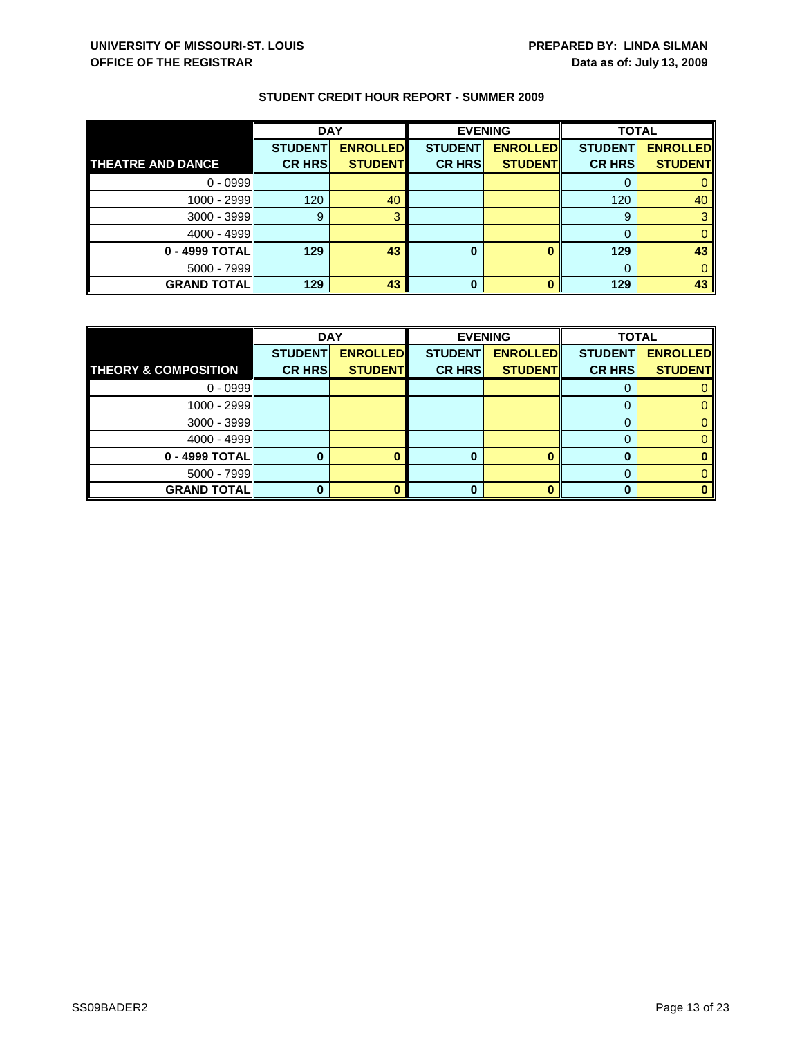**UNIVERSITY OF MISSOURI-ST. LOUIS**
**OFFICE OF THE REGISTRAR**

**PREPARED BY: LINDA SILMAN**
**Data as of: July 13, 2009**

### STUDENT CREDIT HOUR REPORT - SUMMER 2009

| | DAY | | EVENING | | TOTAL | |
|---|---|---|---|---|---|---|
| **THEATRE AND DANCE** | **STUDENT CR HRS** | **ENROLLED STUDENT** | **STUDENT CR HRS** | **ENROLLED STUDENT** | **STUDENT CR HRS** | **ENROLLED STUDENT** |
| 0 - 0999 | | | | | 0 | 0 |
| 1000 - 2999 | 120 | 40 | | | 120 | 40 |
| 3000 - 3999 | 9 | 3 | | | 9 | 3 |
| 4000 - 4999 | | | | | 0 | 0 |
| **0 - 4999 TOTAL** | **129** | **43** | **0** | **0** | **129** | **43** |
| 5000 - 7999 | | | | | 0 | 0 |
| **GRAND TOTAL** | **129** | **43** | **0** | **0** | **129** | **43** |

| | DAY | | EVENING | | TOTAL | |
|---|---|---|---|---|---|---|
| **THEORY & COMPOSITION** | **STUDENT CR HRS** | **ENROLLED STUDENT** | **STUDENT CR HRS** | **ENROLLED STUDENT** | **STUDENT CR HRS** | **ENROLLED STUDENT** |
| 0 - 0999 | | | | | 0 | 0 |
| 1000 - 2999 | | | | | 0 | 0 |
| 3000 - 3999 | | | | | 0 | 0 |
| 4000 - 4999 | | | | | 0 | 0 |
| **0 - 4999 TOTAL** | **0** | **0** | **0** | **0** | **0** | **0** |
| 5000 - 7999 | | | | | 0 | 0 |
| **GRAND TOTAL** | **0** | **0** | **0** | **0** | **0** | **0** |

SS09BADER2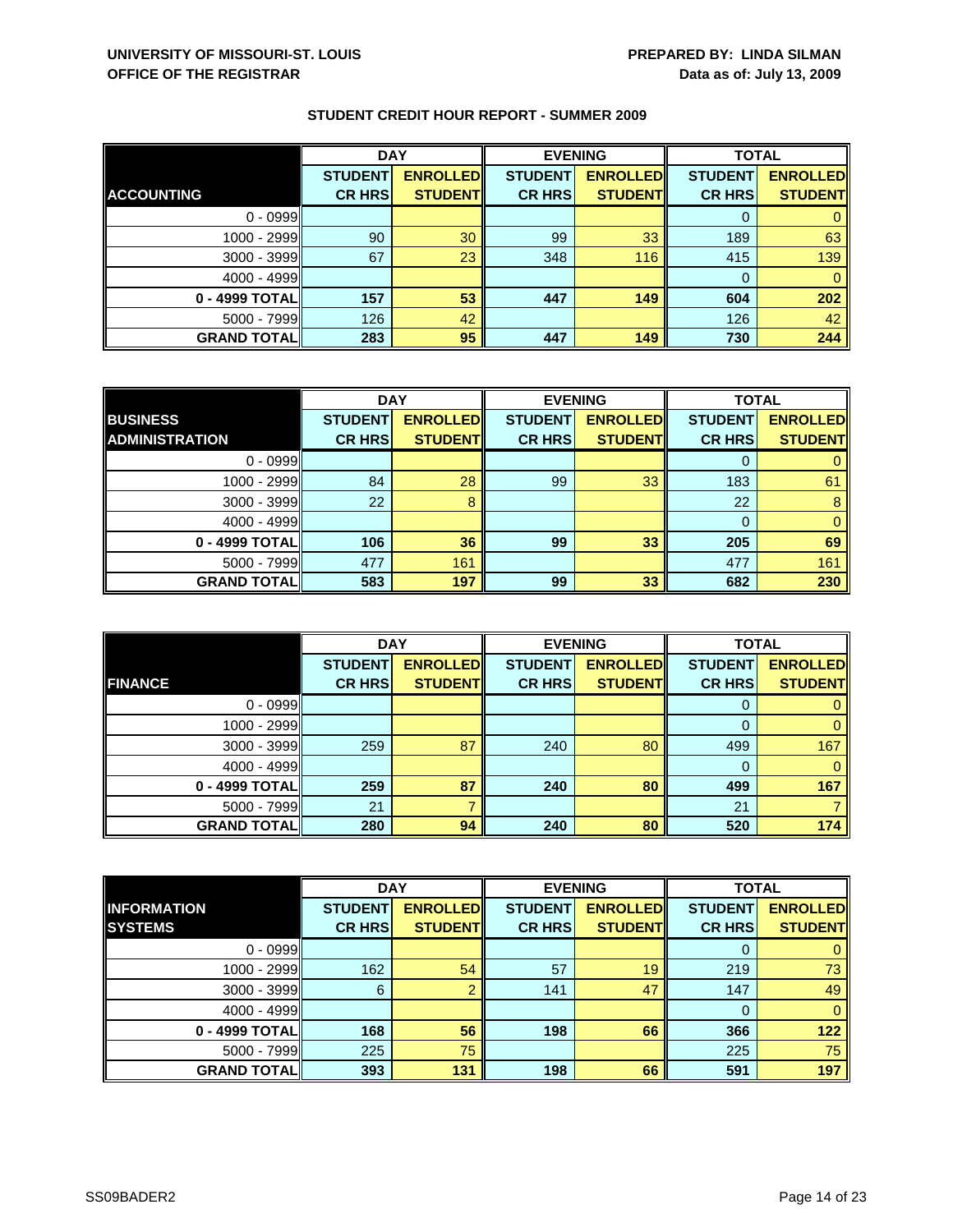UNIVERSITY OF MISSOURI-ST. LOUIS
OFFICE OF THE REGISTRAR

PREPARED BY: LINDA SILMAN
Data as of: July 13, 2009

## STUDENT CREDIT HOUR REPORT - SUMMER 2009

| | DAY | | EVENING | | TOTAL | |
|---|---|---|---|---|---|---|
| **ACCOUNTING** | **STUDENT CR HRS** | **ENROLLED STUDENT** | **STUDENT CR HRS** | **ENROLLED STUDENT** | **STUDENT CR HRS** | **ENROLLED STUDENT** |
| 0 - 0999 | | | | | 0 | 0 |
| 1000 - 2999 | 90 | 30 | 99 | 33 | 189 | 63 |
| 3000 - 3999 | 67 | 23 | 348 | 116 | 415 | 139 |
| 4000 - 4999 | | | | | 0 | 0 |
| **0 - 4999 TOTAL** | **157** | **53** | **447** | **149** | **604** | **202** |
| 5000 - 7999 | 126 | 42 | | | 126 | 42 |
| **GRAND TOTAL** | **283** | **95** | **447** | **149** | **730** | **244** |

| | DAY | | EVENING | | TOTAL | |
|---|---|---|---|---|---|---|
| **BUSINESS ADMINISTRATION** | **STUDENT CR HRS** | **ENROLLED STUDENT** | **STUDENT CR HRS** | **ENROLLED STUDENT** | **STUDENT CR HRS** | **ENROLLED STUDENT** |
| 0 - 0999 | | | | | 0 | 0 |
| 1000 - 2999 | 84 | 28 | 99 | 33 | 183 | 61 |
| 3000 - 3999 | 22 | 8 | | | 22 | 8 |
| 4000 - 4999 | | | | | 0 | 0 |
| **0 - 4999 TOTAL** | **106** | **36** | **99** | **33** | **205** | **69** |
| 5000 - 7999 | 477 | 161 | | | 477 | 161 |
| **GRAND TOTAL** | **583** | **197** | **99** | **33** | **682** | **230** |

| | DAY | | EVENING | | TOTAL | |
|---|---|---|---|---|---|---|
| **FINANCE** | **STUDENT CR HRS** | **ENROLLED STUDENT** | **STUDENT CR HRS** | **ENROLLED STUDENT** | **STUDENT CR HRS** | **ENROLLED STUDENT** |
| 0 - 0999 | | | | | 0 | 0 |
| 1000 - 2999 | | | | | 0 | 0 |
| 3000 - 3999 | 259 | 87 | 240 | 80 | 499 | 167 |
| 4000 - 4999 | | | | | 0 | 0 |
| **0 - 4999 TOTAL** | **259** | **87** | **240** | **80** | **499** | **167** |
| 5000 - 7999 | 21 | 7 | | | 21 | 7 |
| **GRAND TOTAL** | **280** | **94** | **240** | **80** | **520** | **174** |

| | DAY | | EVENING | | TOTAL | |
|---|---|---|---|---|---|---|
| **INFORMATION SYSTEMS** | **STUDENT CR HRS** | **ENROLLED STUDENT** | **STUDENT CR HRS** | **ENROLLED STUDENT** | **STUDENT CR HRS** | **ENROLLED STUDENT** |
| 0 - 0999 | | | | | 0 | 0 |
| 1000 - 2999 | 162 | 54 | 57 | 19 | 219 | 73 |
| 3000 - 3999 | 6 | 2 | 141 | 47 | 147 | 49 |
| 4000 - 4999 | | | | | 0 | 0 |
| **0 - 4999 TOTAL** | **168** | **56** | **198** | **66** | **366** | **122** |
| 5000 - 7999 | 225 | 75 | | | 225 | 75 |
| **GRAND TOTAL** | **393** | **131** | **198** | **66** | **591** | **197** |

SS09BADER2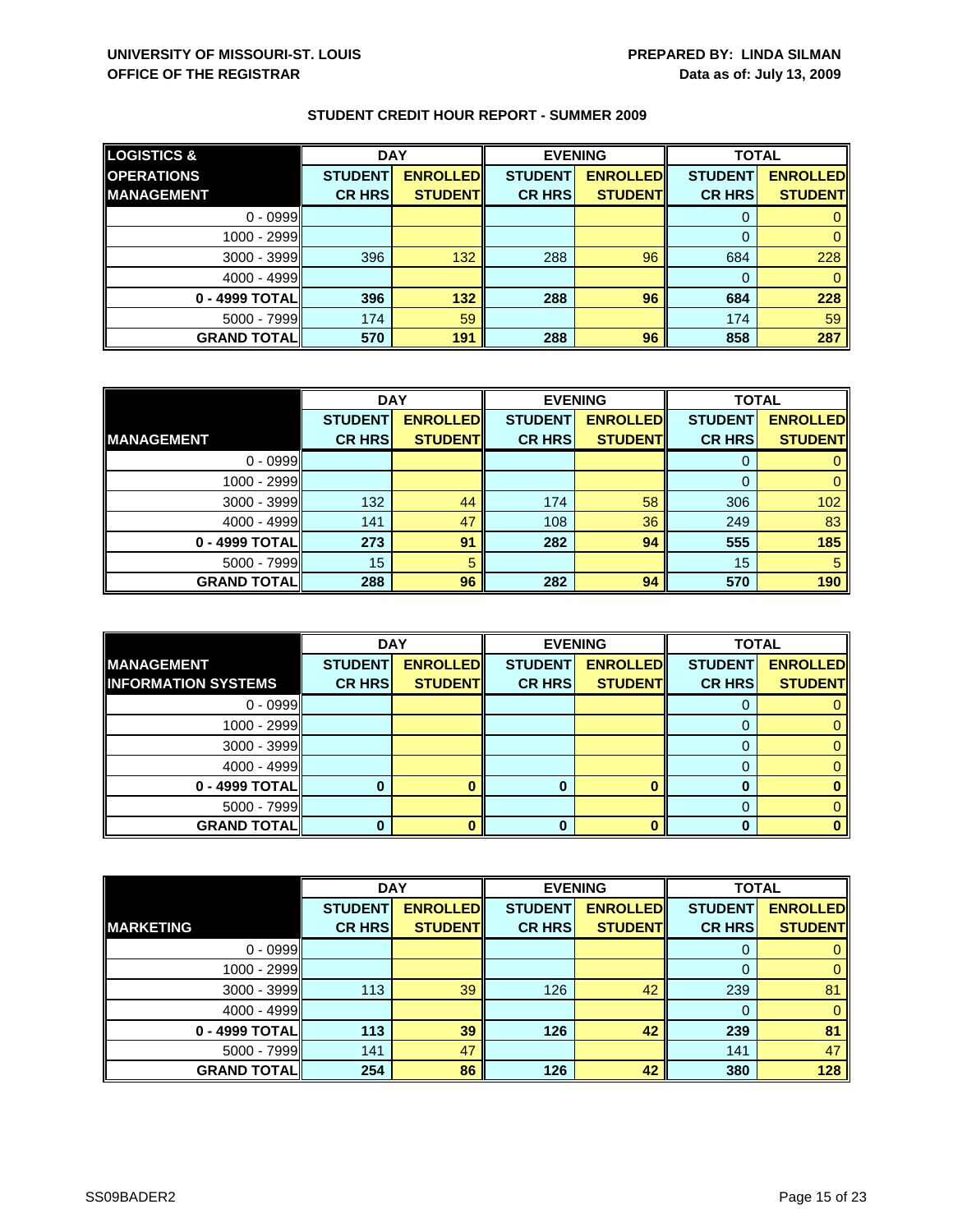UNIVERSITY OF MISSOURI-ST. LOUIS
OFFICE OF THE REGISTRAR

PREPARED BY: LINDA SILMAN
Data as of: July 13, 2009

## STUDENT CREDIT HOUR REPORT - SUMMER 2009

| LOGISTICS & OPERATIONS MANAGEMENT | DAY | | EVENING | | TOTAL | |
|---|---|---|---|---|---|---|
| | STUDENT CR HRS | ENROLLED STUDENT | STUDENT CR HRS | ENROLLED STUDENT | STUDENT CR HRS | ENROLLED STUDENT |
| 0 - 0999 | | | | | 0 | 0 |
| 1000 - 2999 | | | | | 0 | 0 |
| 3000 - 3999 | 396 | 132 | 288 | 96 | 684 | 228 |
| 4000 - 4999 | | | | | 0 | 0 |
| **0 - 4999 TOTAL** | **396** | **132** | **288** | **96** | **684** | **228** |
| 5000 - 7999 | 174 | 59 | | | 174 | 59 |
| **GRAND TOTAL** | **570** | **191** | **288** | **96** | **858** | **287** |

| MANAGEMENT | DAY | | EVENING | | TOTAL | |
|---|---|---|---|---|---|---|
| | STUDENT CR HRS | ENROLLED STUDENT | STUDENT CR HRS | ENROLLED STUDENT | STUDENT CR HRS | ENROLLED STUDENT |
| 0 - 0999 | | | | | 0 | 0 |
| 1000 - 2999 | | | | | 0 | 0 |
| 3000 - 3999 | 132 | 44 | 174 | 58 | 306 | 102 |
| 4000 - 4999 | 141 | 47 | 108 | 36 | 249 | 83 |
| **0 - 4999 TOTAL** | **273** | **91** | **282** | **94** | **555** | **185** |
| 5000 - 7999 | 15 | 5 | | | 15 | 5 |
| **GRAND TOTAL** | **288** | **96** | **282** | **94** | **570** | **190** |

| MANAGEMENT INFORMATION SYSTEMS | DAY | | EVENING | | TOTAL | |
|---|---|---|---|---|---|---|
| | STUDENT CR HRS | ENROLLED STUDENT | STUDENT CR HRS | ENROLLED STUDENT | STUDENT CR HRS | ENROLLED STUDENT |
| 0 - 0999 | | | | | 0 | 0 |
| 1000 - 2999 | | | | | 0 | 0 |
| 3000 - 3999 | | | | | 0 | 0 |
| 4000 - 4999 | | | | | 0 | 0 |
| **0 - 4999 TOTAL** | **0** | **0** | **0** | **0** | **0** | **0** |
| 5000 - 7999 | | | | | 0 | 0 |
| **GRAND TOTAL** | **0** | **0** | **0** | **0** | **0** | **0** |

| MARKETING | DAY | | EVENING | | TOTAL | |
|---|---|---|---|---|---|---|
| | STUDENT CR HRS | ENROLLED STUDENT | STUDENT CR HRS | ENROLLED STUDENT | STUDENT CR HRS | ENROLLED STUDENT |
| 0 - 0999 | | | | | 0 | 0 |
| 1000 - 2999 | | | | | 0 | 0 |
| 3000 - 3999 | 113 | 39 | 126 | 42 | 239 | 81 |
| 4000 - 4999 | | | | | 0 | 0 |
| **0 - 4999 TOTAL** | **113** | **39** | **126** | **42** | **239** | **81** |
| 5000 - 7999 | 141 | 47 | | | 141 | 47 |
| **GRAND TOTAL** | **254** | **86** | **126** | **42** | **380** | **128** |

SS09BADER2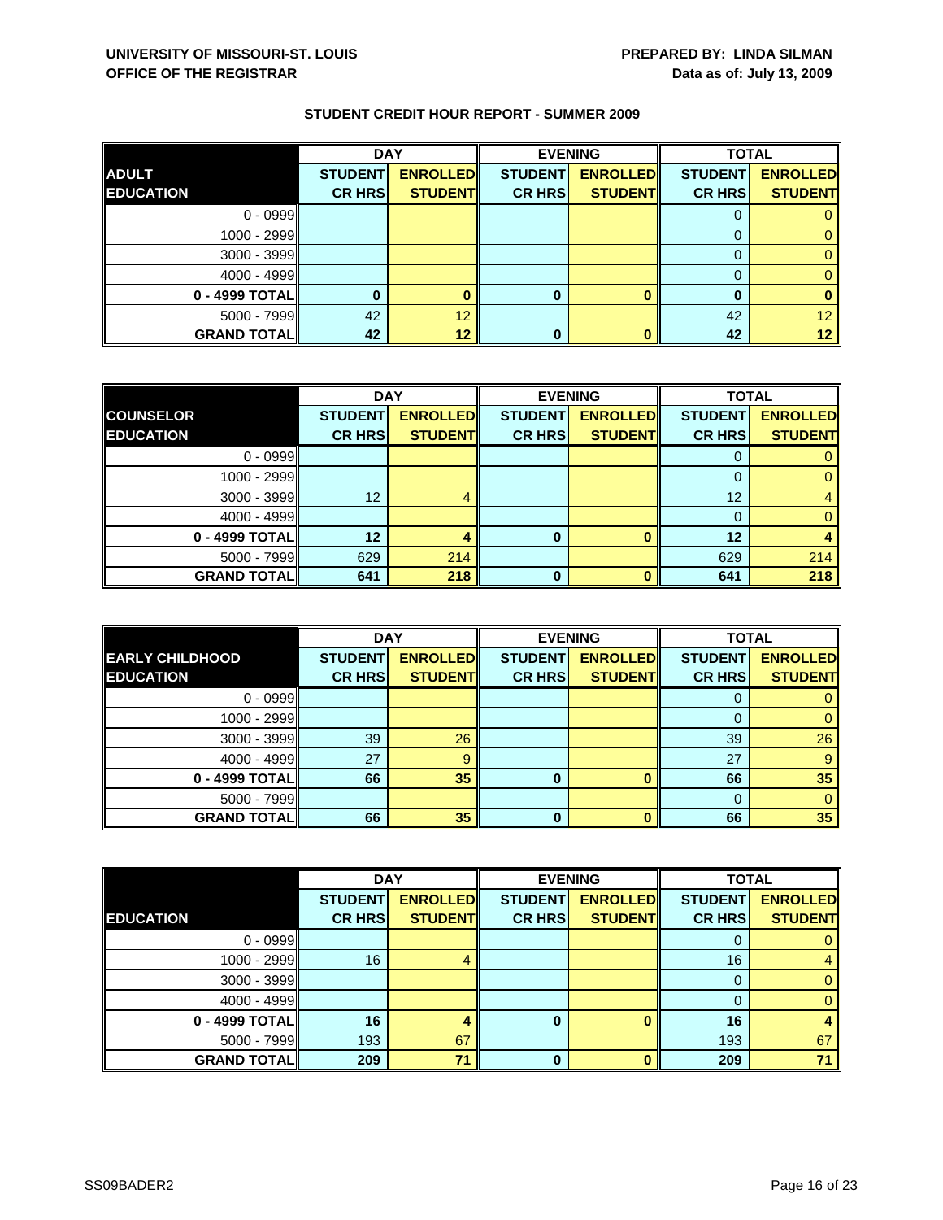**UNIVERSITY OF MISSOURI-ST. LOUIS**
**OFFICE OF THE REGISTRAR**

**PREPARED BY: LINDA SILMAN**
**Data as of: July 13, 2009**

## STUDENT CREDIT HOUR REPORT - SUMMER 2009

| | DAY | | EVENING | | TOTAL | |
|---|---|---|---|---|---|---|
| **ADULT EDUCATION** | **STUDENT CR HRS** | **ENROLLED STUDENT** | **STUDENT CR HRS** | **ENROLLED STUDENT** | **STUDENT CR HRS** | **ENROLLED STUDENT** |
| 0 - 0999 | | | | | 0 | 0 |
| 1000 - 2999 | | | | | 0 | 0 |
| 3000 - 3999 | | | | | 0 | 0 |
| 4000 - 4999 | | | | | 0 | 0 |
| **0 - 4999 TOTAL** | **0** | **0** | **0** | **0** | **0** | **0** |
| 5000 - 7999 | 42 | 12 | | | 42 | 12 |
| **GRAND TOTAL** | **42** | **12** | **0** | **0** | **42** | **12** |

| | DAY | | EVENING | | TOTAL | |
|---|---|---|---|---|---|---|
| **COUNSELOR EDUCATION** | **STUDENT CR HRS** | **ENROLLED STUDENT** | **STUDENT CR HRS** | **ENROLLED STUDENT** | **STUDENT CR HRS** | **ENROLLED STUDENT** |
| 0 - 0999 | | | | | 0 | 0 |
| 1000 - 2999 | | | | | 0 | 0 |
| 3000 - 3999 | 12 | 4 | | | 12 | 4 |
| 4000 - 4999 | | | | | 0 | 0 |
| **0 - 4999 TOTAL** | **12** | **4** | **0** | **0** | **12** | **4** |
| 5000 - 7999 | 629 | 214 | | | 629 | 214 |
| **GRAND TOTAL** | **641** | **218** | **0** | **0** | **641** | **218** |

| | DAY | | EVENING | | TOTAL | |
|---|---|---|---|---|---|---|
| **EARLY CHILDHOOD EDUCATION** | **STUDENT CR HRS** | **ENROLLED STUDENT** | **STUDENT CR HRS** | **ENROLLED STUDENT** | **STUDENT CR HRS** | **ENROLLED STUDENT** |
| 0 - 0999 | | | | | 0 | 0 |
| 1000 - 2999 | | | | | 0 | 0 |
| 3000 - 3999 | 39 | 26 | | | 39 | 26 |
| 4000 - 4999 | 27 | 9 | | | 27 | 9 |
| **0 - 4999 TOTAL** | **66** | **35** | **0** | **0** | **66** | **35** |
| 5000 - 7999 | | | | | 0 | 0 |
| **GRAND TOTAL** | **66** | **35** | **0** | **0** | **66** | **35** |

| | DAY | | EVENING | | TOTAL | |
|---|---|---|---|---|---|---|
| **EDUCATION** | **STUDENT CR HRS** | **ENROLLED STUDENT** | **STUDENT CR HRS** | **ENROLLED STUDENT** | **STUDENT CR HRS** | **ENROLLED STUDENT** |
| 0 - 0999 | | | | | 0 | 0 |
| 1000 - 2999 | 16 | 4 | | | 16 | 4 |
| 3000 - 3999 | | | | | 0 | 0 |
| 4000 - 4999 | | | | | 0 | 0 |
| **0 - 4999 TOTAL** | **16** | **4** | **0** | **0** | **16** | **4** |
| 5000 - 7999 | 193 | 67 | | | 193 | 67 |
| **GRAND TOTAL** | **209** | **71** | **0** | **0** | **209** | **71** |

SS09BADER2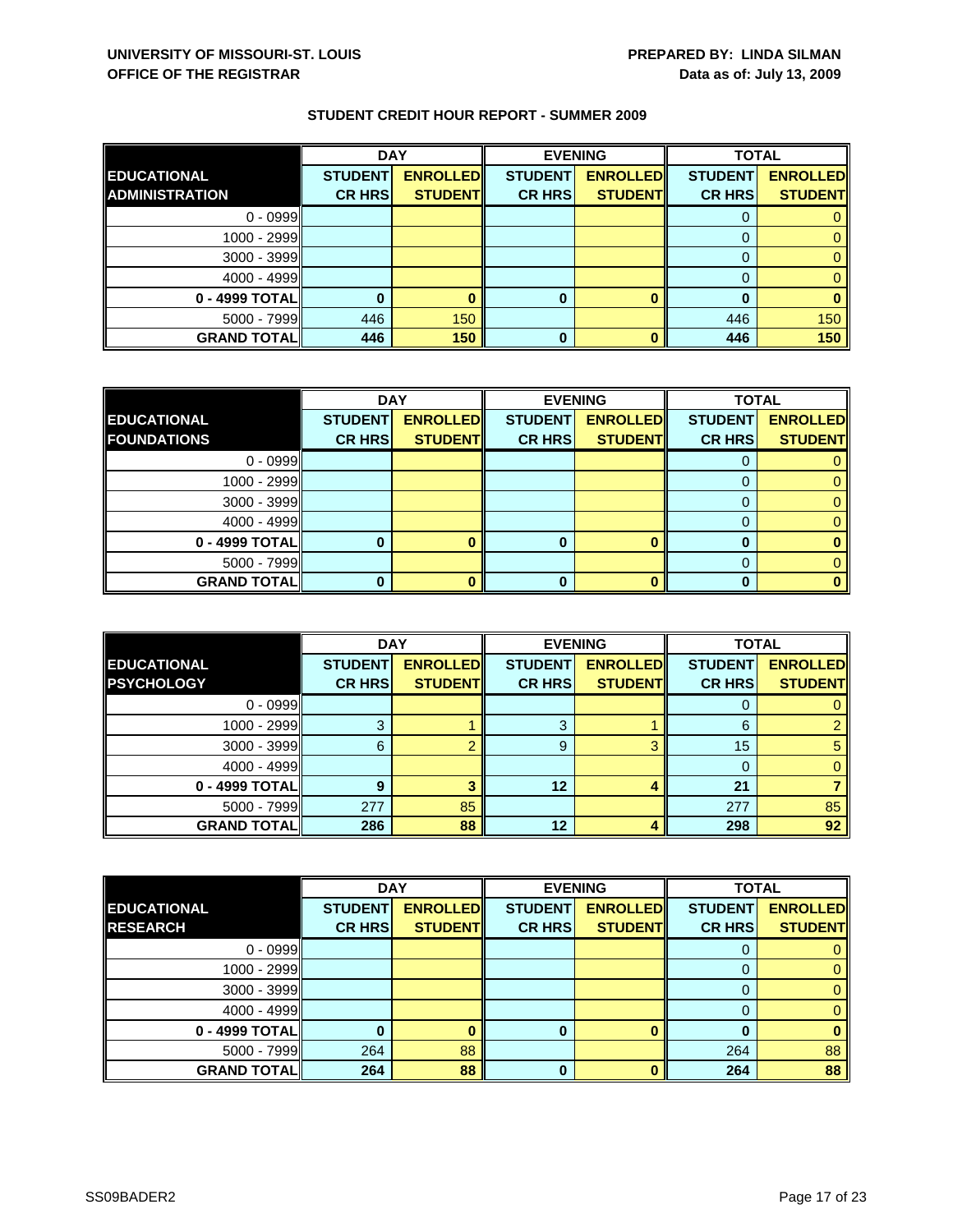UNIVERSITY OF MISSOURI-ST. LOUIS
OFFICE OF THE REGISTRAR

PREPARED BY: LINDA SILMAN
Data as of: July 13, 2009

## STUDENT CREDIT HOUR REPORT - SUMMER 2009

| EDUCATIONAL ADMINISTRATION | DAY | | EVENING | | TOTAL | |
|---|---|---|---|---|---|---|
| | STUDENT CR HRS | ENROLLED STUDENT | STUDENT CR HRS | ENROLLED STUDENT | STUDENT CR HRS | ENROLLED STUDENT |
| 0 - 0999 | | | | | 0 | 0 |
| 1000 - 2999 | | | | | 0 | 0 |
| 3000 - 3999 | | | | | 0 | 0 |
| 4000 - 4999 | | | | | 0 | 0 |
| **0 - 4999 TOTAL** | **0** | **0** | **0** | **0** | **0** | **0** |
| 5000 - 7999 | 446 | 150 | | | 446 | 150 |
| **GRAND TOTAL** | **446** | **150** | **0** | **0** | **446** | **150** |

| EDUCATIONAL FOUNDATIONS | DAY | | EVENING | | TOTAL | |
|---|---|---|---|---|---|---|
| | STUDENT CR HRS | ENROLLED STUDENT | STUDENT CR HRS | ENROLLED STUDENT | STUDENT CR HRS | ENROLLED STUDENT |
| 0 - 0999 | | | | | 0 | 0 |
| 1000 - 2999 | | | | | 0 | 0 |
| 3000 - 3999 | | | | | 0 | 0 |
| 4000 - 4999 | | | | | 0 | 0 |
| **0 - 4999 TOTAL** | **0** | **0** | **0** | **0** | **0** | **0** |
| 5000 - 7999 | | | | | 0 | 0 |
| **GRAND TOTAL** | **0** | **0** | **0** | **0** | **0** | **0** |

| EDUCATIONAL PSYCHOLOGY | DAY | | EVENING | | TOTAL | |
|---|---|---|---|---|---|---|
| | STUDENT CR HRS | ENROLLED STUDENT | STUDENT CR HRS | ENROLLED STUDENT | STUDENT CR HRS | ENROLLED STUDENT |
| 0 - 0999 | | | | | 0 | 0 |
| 1000 - 2999 | 3 | 1 | 3 | 1 | 6 | 2 |
| 3000 - 3999 | 6 | 2 | 9 | 3 | 15 | 5 |
| 4000 - 4999 | | | | | 0 | 0 |
| **0 - 4999 TOTAL** | **9** | **3** | **12** | **4** | **21** | **7** |
| 5000 - 7999 | 277 | 85 | | | 277 | 85 |
| **GRAND TOTAL** | **286** | **88** | **12** | **4** | **298** | **92** |

| EDUCATIONAL RESEARCH | DAY | | EVENING | | TOTAL | |
|---|---|---|---|---|---|---|
| | STUDENT CR HRS | ENROLLED STUDENT | STUDENT CR HRS | ENROLLED STUDENT | STUDENT CR HRS | ENROLLED STUDENT |
| 0 - 0999 | | | | | 0 | 0 |
| 1000 - 2999 | | | | | 0 | 0 |
| 3000 - 3999 | | | | | 0 | 0 |
| 4000 - 4999 | | | | | 0 | 0 |
| **0 - 4999 TOTAL** | **0** | **0** | **0** | **0** | **0** | **0** |
| 5000 - 7999 | 264 | 88 | | | 264 | 88 |
| **GRAND TOTAL** | **264** | **88** | **0** | **0** | **264** | **88** |

SS09BADER2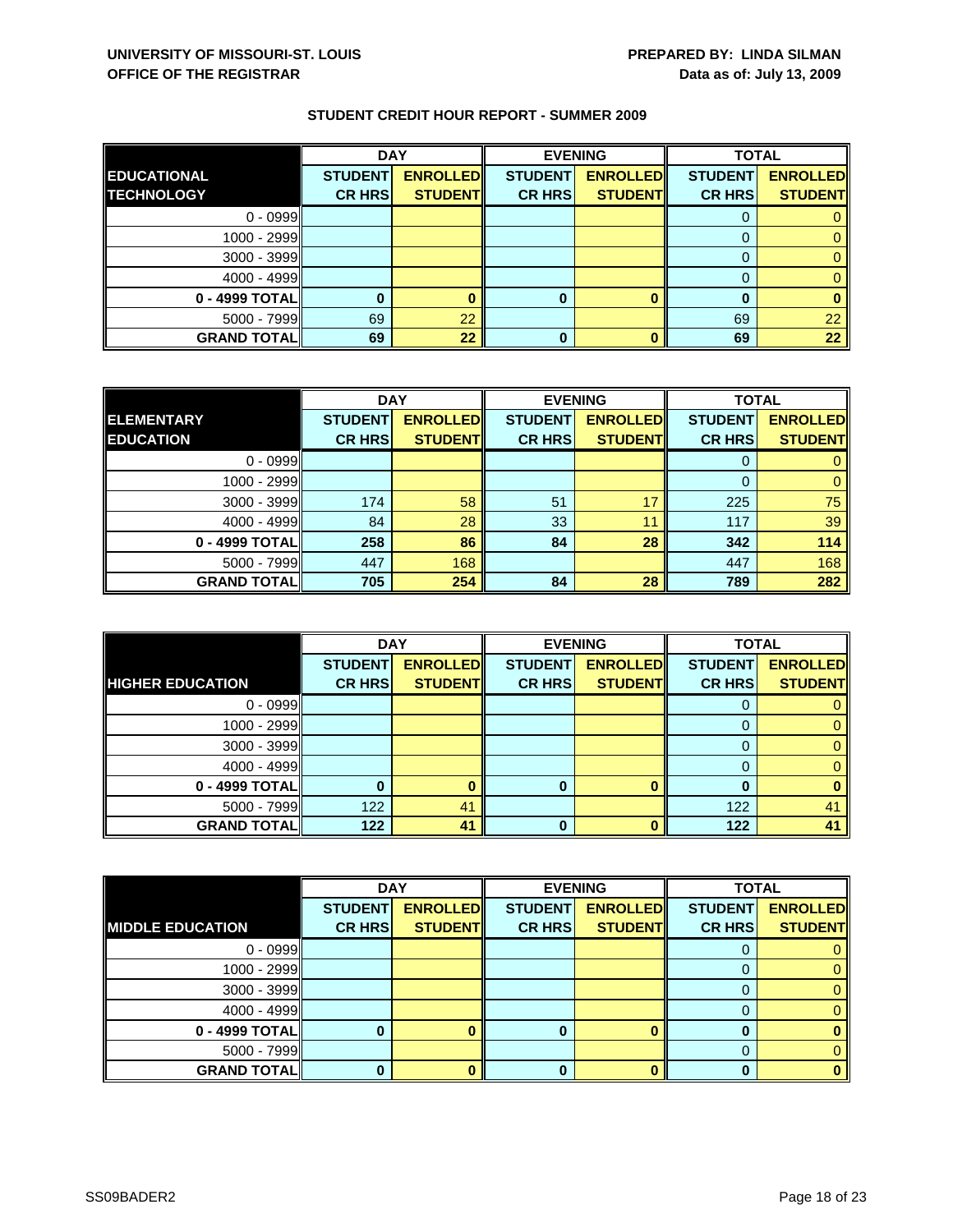**UNIVERSITY OF MISSOURI-ST. LOUIS**
**OFFICE OF THE REGISTRAR**

**PREPARED BY: LINDA SILMAN**
**Data as of: July 13, 2009**

**STUDENT CREDIT HOUR REPORT - SUMMER 2009**

| | DAY | | EVENING | | TOTAL | |
|---|---|---|---|---|---|---|
| **EDUCATIONAL TECHNOLOGY** | **STUDENT CR HRS** | **ENROLLED STUDENT** | **STUDENT CR HRS** | **ENROLLED STUDENT** | **STUDENT CR HRS** | **ENROLLED STUDENT** |
| 0 - 0999 | | | | | 0 | 0 |
| 1000 - 2999 | | | | | 0 | 0 |
| 3000 - 3999 | | | | | 0 | 0 |
| 4000 - 4999 | | | | | 0 | 0 |
| **0 - 4999 TOTAL** | **0** | **0** | **0** | **0** | **0** | **0** |
| 5000 - 7999 | 69 | 22 | | | 69 | 22 |
| **GRAND TOTAL** | **69** | **22** | **0** | **0** | **69** | **22** |

| | DAY | | EVENING | | TOTAL | |
|---|---|---|---|---|---|---|
| **ELEMENTARY EDUCATION** | **STUDENT CR HRS** | **ENROLLED STUDENT** | **STUDENT CR HRS** | **ENROLLED STUDENT** | **STUDENT CR HRS** | **ENROLLED STUDENT** |
| 0 - 0999 | | | | | 0 | 0 |
| 1000 - 2999 | | | | | 0 | 0 |
| 3000 - 3999 | 174 | 58 | 51 | 17 | 225 | 75 |
| 4000 - 4999 | 84 | 28 | 33 | 11 | 117 | 39 |
| **0 - 4999 TOTAL** | **258** | **86** | **84** | **28** | **342** | **114** |
| 5000 - 7999 | 447 | 168 | | | 447 | 168 |
| **GRAND TOTAL** | **705** | **254** | **84** | **28** | **789** | **282** |

| | DAY | | EVENING | | TOTAL | |
|---|---|---|---|---|---|---|
| **HIGHER EDUCATION** | **STUDENT CR HRS** | **ENROLLED STUDENT** | **STUDENT CR HRS** | **ENROLLED STUDENT** | **STUDENT CR HRS** | **ENROLLED STUDENT** |
| 0 - 0999 | | | | | 0 | 0 |
| 1000 - 2999 | | | | | 0 | 0 |
| 3000 - 3999 | | | | | 0 | 0 |
| 4000 - 4999 | | | | | 0 | 0 |
| **0 - 4999 TOTAL** | **0** | **0** | **0** | **0** | **0** | **0** |
| 5000 - 7999 | 122 | 41 | | | 122 | 41 |
| **GRAND TOTAL** | **122** | **41** | **0** | **0** | **122** | **41** |

| | DAY | | EVENING | | TOTAL | |
|---|---|---|---|---|---|---|
| **MIDDLE EDUCATION** | **STUDENT CR HRS** | **ENROLLED STUDENT** | **STUDENT CR HRS** | **ENROLLED STUDENT** | **STUDENT CR HRS** | **ENROLLED STUDENT** |
| 0 - 0999 | | | | | 0 | 0 |
| 1000 - 2999 | | | | | 0 | 0 |
| 3000 - 3999 | | | | | 0 | 0 |
| 4000 - 4999 | | | | | 0 | 0 |
| **0 - 4999 TOTAL** | **0** | **0** | **0** | **0** | **0** | **0** |
| 5000 - 7999 | | | | | 0 | 0 |
| **GRAND TOTAL** | **0** | **0** | **0** | **0** | **0** | **0** |

SS09BADER2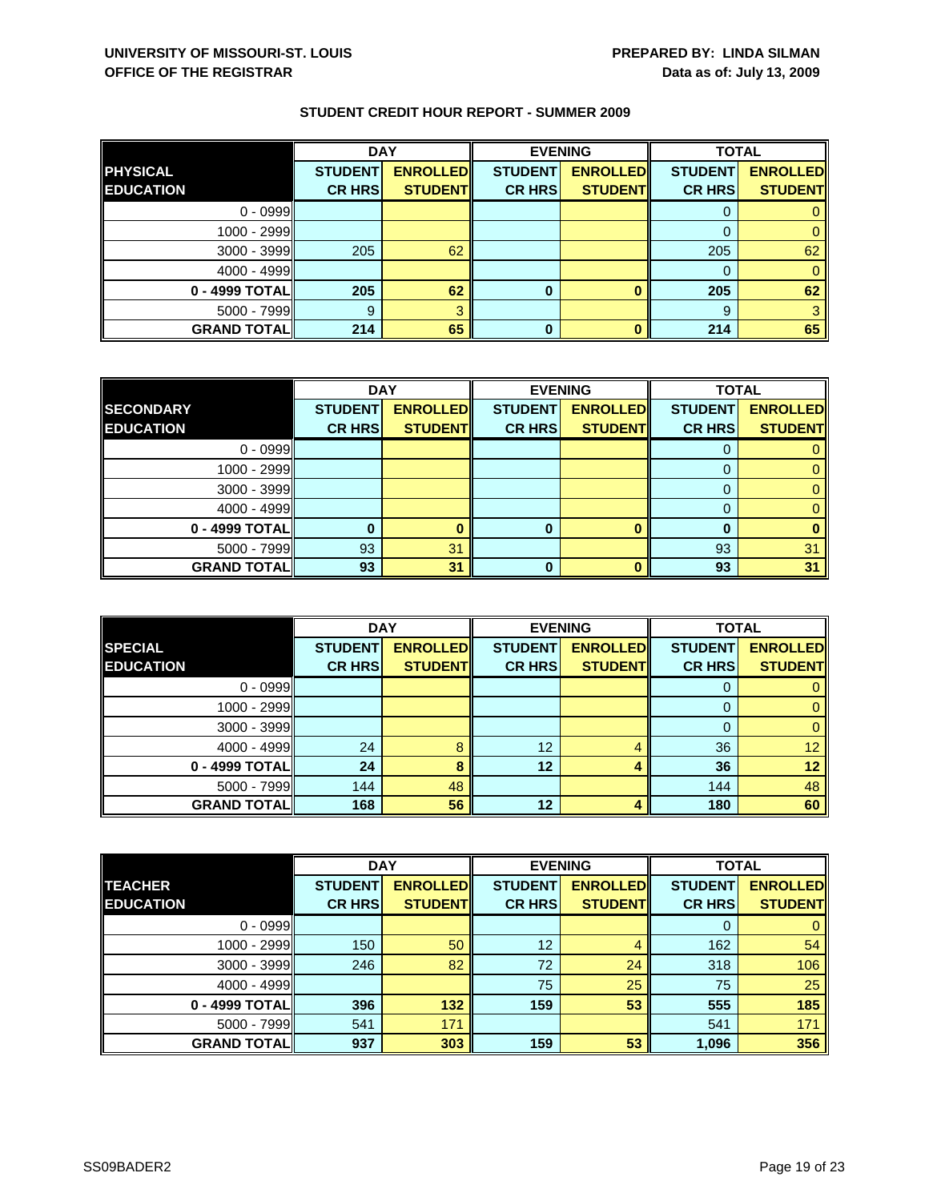**UNIVERSITY OF MISSOURI-ST. LOUIS**
**OFFICE OF THE REGISTRAR**

**PREPARED BY: LINDA SILMAN**
**Data as of: July 13, 2009**

### STUDENT CREDIT HOUR REPORT - SUMMER 2009

| PHYSICAL EDUCATION | DAY | | EVENING | | TOTAL | |
|---|---|---|---|---|---|---|
| | STUDENT CR HRS | ENROLLED STUDENT | STUDENT CR HRS | ENROLLED STUDENT | STUDENT CR HRS | ENROLLED STUDENT |
| 0 - 0999 | | | | | 0 | 0 |
| 1000 - 2999 | | | | | 0 | 0 |
| 3000 - 3999 | 205 | 62 | | | 205 | 62 |
| 4000 - 4999 | | | | | 0 | 0 |
| **0 - 4999 TOTAL** | **205** | **62** | **0** | **0** | **205** | **62** |
| 5000 - 7999 | 9 | 3 | | | 9 | 3 |
| **GRAND TOTAL** | **214** | **65** | **0** | **0** | **214** | **65** |

| SECONDARY EDUCATION | DAY | | EVENING | | TOTAL | |
|---|---|---|---|---|---|---|
| | STUDENT CR HRS | ENROLLED STUDENT | STUDENT CR HRS | ENROLLED STUDENT | STUDENT CR HRS | ENROLLED STUDENT |
| 0 - 0999 | | | | | 0 | 0 |
| 1000 - 2999 | | | | | 0 | 0 |
| 3000 - 3999 | | | | | 0 | 0 |
| 4000 - 4999 | | | | | 0 | 0 |
| **0 - 4999 TOTAL** | **0** | **0** | **0** | **0** | **0** | **0** |
| 5000 - 7999 | 93 | 31 | | | 93 | 31 |
| **GRAND TOTAL** | **93** | **31** | **0** | **0** | **93** | **31** |

| SPECIAL EDUCATION | DAY | | EVENING | | TOTAL | |
|---|---|---|---|---|---|---|
| | STUDENT CR HRS | ENROLLED STUDENT | STUDENT CR HRS | ENROLLED STUDENT | STUDENT CR HRS | ENROLLED STUDENT |
| 0 - 0999 | | | | | 0 | 0 |
| 1000 - 2999 | | | | | 0 | 0 |
| 3000 - 3999 | | | | | 0 | 0 |
| 4000 - 4999 | 24 | 8 | 12 | 4 | 36 | 12 |
| **0 - 4999 TOTAL** | **24** | **8** | **12** | **4** | **36** | **12** |
| 5000 - 7999 | 144 | 48 | | | 144 | 48 |
| **GRAND TOTAL** | **168** | **56** | **12** | **4** | **180** | **60** |

| TEACHER EDUCATION | DAY | | EVENING | | TOTAL | |
|---|---|---|---|---|---|---|
| | STUDENT CR HRS | ENROLLED STUDENT | STUDENT CR HRS | ENROLLED STUDENT | STUDENT CR HRS | ENROLLED STUDENT |
| 0 - 0999 | | | | | 0 | 0 |
| 1000 - 2999 | 150 | 50 | 12 | 4 | 162 | 54 |
| 3000 - 3999 | 246 | 82 | 72 | 24 | 318 | 106 |
| 4000 - 4999 | | | 75 | 25 | 75 | 25 |
| **0 - 4999 TOTAL** | **396** | **132** | **159** | **53** | **555** | **185** |
| 5000 - 7999 | 541 | 171 | | | 541 | 171 |
| **GRAND TOTAL** | **937** | **303** | **159** | **53** | **1,096** | **356** |

SS09BADER2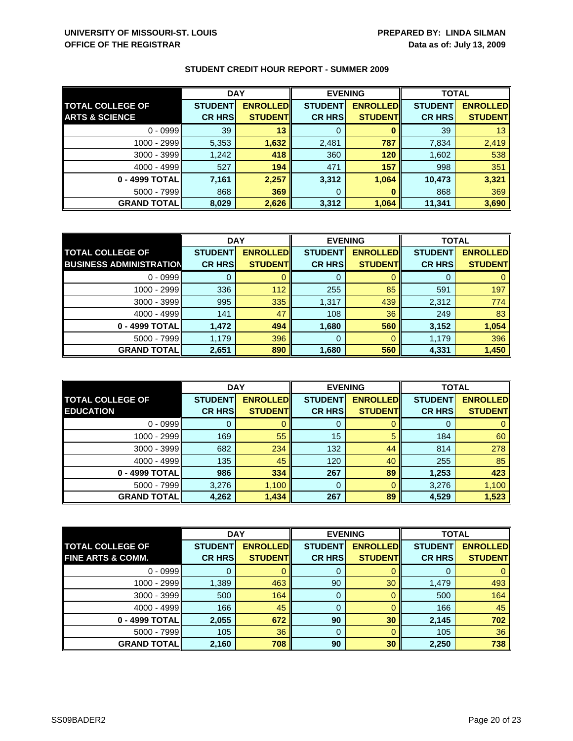**UNIVERSITY OF MISSOURI-ST. LOUIS**
**OFFICE OF THE REGISTRAR**

**PREPARED BY: LINDA SILMAN**
**Data as of: July 13, 2009**

### STUDENT CREDIT HOUR REPORT - SUMMER 2009

| | DAY | | EVENING | | TOTAL | |
|---|---|---|---|---|---|---|
| **TOTAL COLLEGE OF ARTS & SCIENCE** | **STUDENT CR HRS** | **ENROLLED STUDENT** | **STUDENT CR HRS** | **ENROLLED STUDENT** | **STUDENT CR HRS** | **ENROLLED STUDENT** |
| 0 - 0999 | 39 | **13** | 0 | **0** | 39 | 13 |
| 1000 - 2999 | 5,353 | **1,632** | 2,481 | **787** | 7,834 | 2,419 |
| 3000 - 3999 | 1,242 | **418** | 360 | **120** | 1,602 | 538 |
| 4000 - 4999 | 527 | **194** | 471 | **157** | 998 | 351 |
| **0 - 4999 TOTAL** | **7,161** | **2,257** | **3,312** | **1,064** | **10,473** | **3,321** |
| 5000 - 7999 | 868 | **369** | 0 | **0** | 868 | 369 |
| **GRAND TOTAL** | **8,029** | **2,626** | **3,312** | **1,064** | **11,341** | **3,690** |

| | DAY | | EVENING | | TOTAL | |
|---|---|---|---|---|---|---|
| **TOTAL COLLEGE OF BUSINESS ADMINISTRATION** | **STUDENT CR HRS** | **ENROLLED STUDENT** | **STUDENT CR HRS** | **ENROLLED STUDENT** | **STUDENT CR HRS** | **ENROLLED STUDENT** |
| 0 - 0999 | 0 | 0 | 0 | 0 | 0 | 0 |
| 1000 - 2999 | 336 | 112 | 255 | 85 | 591 | 197 |
| 3000 - 3999 | 995 | 335 | 1,317 | 439 | 2,312 | 774 |
| 4000 - 4999 | 141 | 47 | 108 | 36 | 249 | 83 |
| **0 - 4999 TOTAL** | **1,472** | **494** | **1,680** | **560** | **3,152** | **1,054** |
| 5000 - 7999 | 1,179 | 396 | 0 | 0 | 1,179 | 396 |
| **GRAND TOTAL** | **2,651** | **890** | **1,680** | **560** | **4,331** | **1,450** |

| | DAY | | EVENING | | TOTAL | |
|---|---|---|---|---|---|---|
| **TOTAL COLLEGE OF EDUCATION** | **STUDENT CR HRS** | **ENROLLED STUDENT** | **STUDENT CR HRS** | **ENROLLED STUDENT** | **STUDENT CR HRS** | **ENROLLED STUDENT** |
| 0 - 0999 | 0 | 0 | 0 | 0 | 0 | 0 |
| 1000 - 2999 | 169 | 55 | 15 | 5 | 184 | 60 |
| 3000 - 3999 | 682 | 234 | 132 | 44 | 814 | 278 |
| 4000 - 4999 | 135 | 45 | 120 | 40 | 255 | 85 |
| **0 - 4999 TOTAL** | **986** | **334** | **267** | **89** | **1,253** | **423** |
| 5000 - 7999 | 3,276 | 1,100 | 0 | 0 | 3,276 | 1,100 |
| **GRAND TOTAL** | **4,262** | **1,434** | **267** | **89** | **4,529** | **1,523** |

| | DAY | | EVENING | | TOTAL | |
|---|---|---|---|---|---|---|
| **TOTAL COLLEGE OF FINE ARTS & COMM.** | **STUDENT CR HRS** | **ENROLLED STUDENT** | **STUDENT CR HRS** | **ENROLLED STUDENT** | **STUDENT CR HRS** | **ENROLLED STUDENT** |
| 0 - 0999 | 0 | 0 | 0 | 0 | 0 | 0 |
| 1000 - 2999 | 1,389 | 463 | 90 | 30 | 1,479 | 493 |
| 3000 - 3999 | 500 | 164 | 0 | 0 | 500 | 164 |
| 4000 - 4999 | 166 | 45 | 0 | 0 | 166 | 45 |
| **0 - 4999 TOTAL** | **2,055** | **672** | **90** | **30** | **2,145** | **702** |
| 5000 - 7999 | 105 | 36 | 0 | 0 | 105 | 36 |
| **GRAND TOTAL** | **2,160** | **708** | **90** | **30** | **2,250** | **738** |

SS09BADER2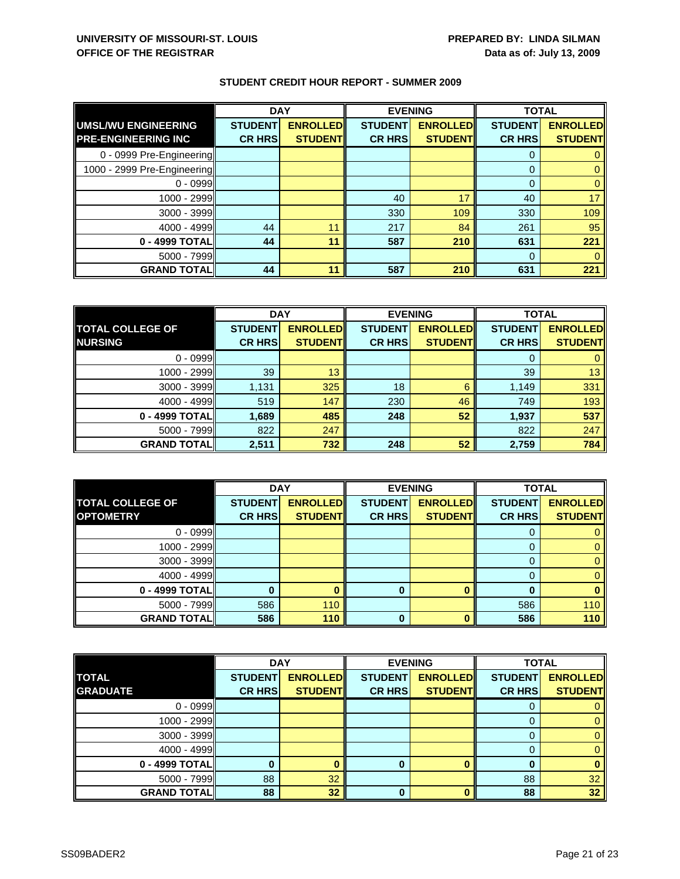**UNIVERSITY OF MISSOURI-ST. LOUIS**
**OFFICE OF THE REGISTRAR**

**PREPARED BY: LINDA SILMAN**
**Data as of: July 13, 2009**

### STUDENT CREDIT HOUR REPORT - SUMMER 2009

| | DAY | | EVENING | | TOTAL | |
|---|---|---|---|---|---|---|
| **UMSL/WU ENGINEERING PRE-ENGINEERING INC** | **STUDENT CR HRS** | **ENROLLED STUDENT** | **STUDENT CR HRS** | **ENROLLED STUDENT** | **STUDENT CR HRS** | **ENROLLED STUDENT** |
| 0 - 0999 Pre-Engineering | | | | | 0 | 0 |
| 1000 - 2999 Pre-Engineering | | | | | 0 | 0 |
| 0 - 0999 | | | | | 0 | 0 |
| 1000 - 2999 | | | 40 | 17 | 40 | 17 |
| 3000 - 3999 | | | 330 | 109 | 330 | 109 |
| 4000 - 4999 | 44 | 11 | 217 | 84 | 261 | 95 |
| **0 - 4999 TOTAL** | **44** | **11** | **587** | **210** | **631** | **221** |
| 5000 - 7999 | | | | | 0 | 0 |
| **GRAND TOTAL** | **44** | **11** | **587** | **210** | **631** | **221** |

| | DAY | | EVENING | | TOTAL | |
|---|---|---|---|---|---|---|
| **TOTAL COLLEGE OF NURSING** | **STUDENT CR HRS** | **ENROLLED STUDENT** | **STUDENT CR HRS** | **ENROLLED STUDENT** | **STUDENT CR HRS** | **ENROLLED STUDENT** |
| 0 - 0999 | | | | | 0 | 0 |
| 1000 - 2999 | 39 | 13 | | | 39 | 13 |
| 3000 - 3999 | 1,131 | 325 | 18 | 6 | 1,149 | 331 |
| 4000 - 4999 | 519 | 147 | 230 | 46 | 749 | 193 |
| **0 - 4999 TOTAL** | **1,689** | **485** | **248** | **52** | **1,937** | **537** |
| 5000 - 7999 | 822 | 247 | | | 822 | 247 |
| **GRAND TOTAL** | **2,511** | **732** | **248** | **52** | **2,759** | **784** |

| | DAY | | EVENING | | TOTAL | |
|---|---|---|---|---|---|---|
| **TOTAL COLLEGE OF OPTOMETRY** | **STUDENT CR HRS** | **ENROLLED STUDENT** | **STUDENT CR HRS** | **ENROLLED STUDENT** | **STUDENT CR HRS** | **ENROLLED STUDENT** |
| 0 - 0999 | | | | | 0 | 0 |
| 1000 - 2999 | | | | | 0 | 0 |
| 3000 - 3999 | | | | | 0 | 0 |
| 4000 - 4999 | | | | | 0 | 0 |
| **0 - 4999 TOTAL** | **0** | **0** | **0** | **0** | **0** | **0** |
| 5000 - 7999 | 586 | 110 | | | 586 | 110 |
| **GRAND TOTAL** | **586** | **110** | **0** | **0** | **586** | **110** |

| | DAY | | EVENING | | TOTAL | |
|---|---|---|---|---|---|---|
| **TOTAL GRADUATE** | **STUDENT CR HRS** | **ENROLLED STUDENT** | **STUDENT CR HRS** | **ENROLLED STUDENT** | **STUDENT CR HRS** | **ENROLLED STUDENT** |
| 0 - 0999 | | | | | 0 | 0 |
| 1000 - 2999 | | | | | 0 | 0 |
| 3000 - 3999 | | | | | 0 | 0 |
| 4000 - 4999 | | | | | 0 | 0 |
| **0 - 4999 TOTAL** | **0** | **0** | **0** | **0** | **0** | **0** |
| 5000 - 7999 | 88 | 32 | | | 88 | 32 |
| **GRAND TOTAL** | **88** | **32** | **0** | **0** | **88** | **32** |

SS09BADER2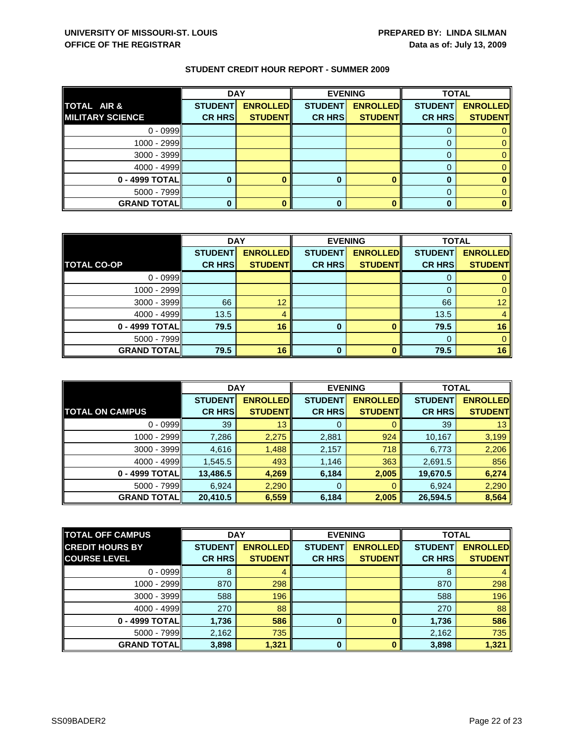**UNIVERSITY OF MISSOURI-ST. LOUIS**
**OFFICE OF THE REGISTRAR**

**PREPARED BY: LINDA SILMAN**
**Data as of: July 13, 2009**

## STUDENT CREDIT HOUR REPORT - SUMMER 2009

| | DAY | | EVENING | | TOTAL | |
|---|---|---|---|---|---|---|
| **TOTAL AIR & MILITARY SCIENCE** | **STUDENT CR HRS** | **ENROLLED STUDENT** | **STUDENT CR HRS** | **ENROLLED STUDENT** | **STUDENT CR HRS** | **ENROLLED STUDENT** |
| 0 - 0999 | | | | | 0 | 0 |
| 1000 - 2999 | | | | | 0 | 0 |
| 3000 - 3999 | | | | | 0 | 0 |
| 4000 - 4999 | | | | | 0 | 0 |
| **0 - 4999 TOTAL** | **0** | **0** | **0** | **0** | **0** | **0** |
| 5000 - 7999 | | | | | 0 | 0 |
| **GRAND TOTAL** | **0** | **0** | **0** | **0** | **0** | **0** |

| | DAY | | EVENING | | TOTAL | |
|---|---|---|---|---|---|---|
| **TOTAL CO-OP** | **STUDENT CR HRS** | **ENROLLED STUDENT** | **STUDENT CR HRS** | **ENROLLED STUDENT** | **STUDENT CR HRS** | **ENROLLED STUDENT** |
| 0 - 0999 | | | | | 0 | 0 |
| 1000 - 2999 | | | | | 0 | 0 |
| 3000 - 3999 | 66 | 12 | | | 66 | 12 |
| 4000 - 4999 | 13.5 | 4 | | | 13.5 | 4 |
| **0 - 4999 TOTAL** | **79.5** | **16** | **0** | **0** | **79.5** | **16** |
| 5000 - 7999 | | | | | 0 | 0 |
| **GRAND TOTAL** | **79.5** | **16** | **0** | **0** | **79.5** | **16** |

| | DAY | | EVENING | | TOTAL | |
|---|---|---|---|---|---|---|
| **TOTAL ON CAMPUS** | **STUDENT CR HRS** | **ENROLLED STUDENT** | **STUDENT CR HRS** | **ENROLLED STUDENT** | **STUDENT CR HRS** | **ENROLLED STUDENT** |
| 0 - 0999 | 39 | 13 | 0 | 0 | 39 | 13 |
| 1000 - 2999 | 7,286 | 2,275 | 2,881 | 924 | 10,167 | 3,199 |
| 3000 - 3999 | 4,616 | 1,488 | 2,157 | 718 | 6,773 | 2,206 |
| 4000 - 4999 | 1,545.5 | 493 | 1,146 | 363 | 2,691.5 | 856 |
| **0 - 4999 TOTAL** | **13,486.5** | **4,269** | **6,184** | **2,005** | **19,670.5** | **6,274** |
| 5000 - 7999 | 6,924 | 2,290 | 0 | 0 | 6,924 | 2,290 |
| **GRAND TOTAL** | **20,410.5** | **6,559** | **6,184** | **2,005** | **26,594.5** | **8,564** |

| **TOTAL OFF CAMPUS** | DAY | | EVENING | | TOTAL | |
|---|---|---|---|---|---|---|
| **CREDIT HOURS BY COURSE LEVEL** | **STUDENT CR HRS** | **ENROLLED STUDENT** | **STUDENT CR HRS** | **ENROLLED STUDENT** | **STUDENT CR HRS** | **ENROLLED STUDENT** |
| 0 - 0999 | 8 | 4 | | | 8 | 4 |
| 1000 - 2999 | 870 | 298 | | | 870 | 298 |
| 3000 - 3999 | 588 | 196 | | | 588 | 196 |
| 4000 - 4999 | 270 | 88 | | | 270 | 88 |
| **0 - 4999 TOTAL** | **1,736** | **586** | **0** | **0** | **1,736** | **586** |
| 5000 - 7999 | 2,162 | 735 | | | 2,162 | 735 |
| **GRAND TOTAL** | **3,898** | **1,321** | **0** | **0** | **3,898** | **1,321** |

SS09BADER2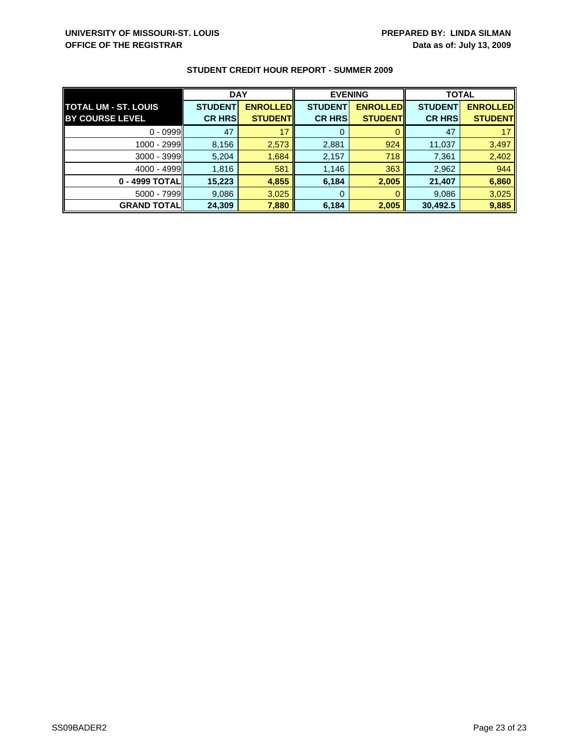UNIVERSITY OF MISSOURI-ST. LOUIS
OFFICE OF THE REGISTRAR

PREPARED BY: LINDA SILMAN
Data as of: July 13, 2009

**STUDENT CREDIT HOUR REPORT - SUMMER 2009**

| | DAY | | EVENING | | TOTAL | |
|---|---|---|---|---|---|---|
| **TOTAL UM - ST. LOUIS BY COURSE LEVEL** | **STUDENT CR HRS** | **ENROLLED STUDENT** | **STUDENT CR HRS** | **ENROLLED STUDENT** | **STUDENT CR HRS** | **ENROLLED STUDENT** |
| 0 - 0999 | 47 | 17 | 0 | 0 | 47 | 17 |
| 1000 - 2999 | 8,156 | 2,573 | 2,881 | 924 | 11,037 | 3,497 |
| 3000 - 3999 | 5,204 | 1,684 | 2,157 | 718 | 7,361 | 2,402 |
| 4000 - 4999 | 1,816 | 581 | 1,146 | 363 | 2,962 | 944 |
| **0 - 4999 TOTAL** | **15,223** | **4,855** | **6,184** | **2,005** | **21,407** | **6,860** |
| 5000 - 7999 | 9,086 | 3,025 | 0 | 0 | 9,086 | 3,025 |
| **GRAND TOTAL** | **24,309** | **7,880** | **6,184** | **2,005** | **30,492.5** | **9,885** |

SS09BADER2